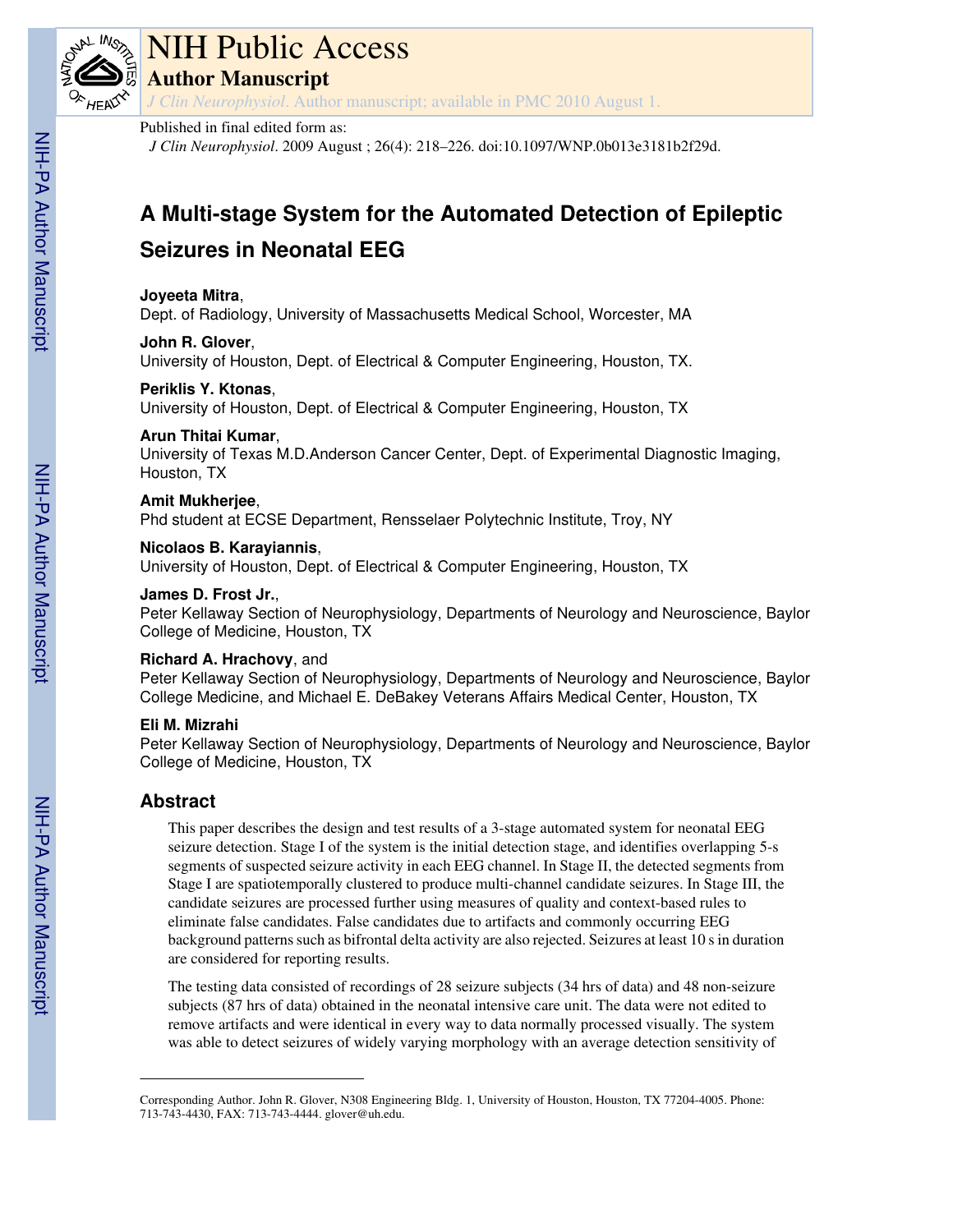# NIH Public Access

## Author Manuscript

*J Clin Neurophysiol*. Author manuscript; available in PMC 2010 August 1.

Published in final edited form as:

*J Clin Neurophysiol*. 2009 August ; 26(4): 218–226. doi:10.1097/WNP.0b013e3181b2f29d.

# A Multi-stage System for the Automated Detection of Epileptic Seizures in Neonatal EEG

**Joyeeta Mitra**,
Dept. of Radiology, University of Massachusetts Medical School, Worcester, MA

**John R. Glover**,
University of Houston, Dept. of Electrical & Computer Engineering, Houston, TX.

**Periklis Y. Ktonas**,
University of Houston, Dept. of Electrical & Computer Engineering, Houston, TX

**Arun Thitai Kumar**,
University of Texas M.D.Anderson Cancer Center, Dept. of Experimental Diagnostic Imaging, Houston, TX

**Amit Mukherjee**,
Phd student at ECSE Department, Rensselaer Polytechnic Institute, Troy, NY

**Nicolaos B. Karayiannis**,
University of Houston, Dept. of Electrical & Computer Engineering, Houston, TX

**James D. Frost Jr.**,
Peter Kellaway Section of Neurophysiology, Departments of Neurology and Neuroscience, Baylor College of Medicine, Houston, TX

**Richard A. Hrachovy**, and
Peter Kellaway Section of Neurophysiology, Departments of Neurology and Neuroscience, Baylor College Medicine, and Michael E. DeBakey Veterans Affairs Medical Center, Houston, TX

**Eli M. Mizrahi**
Peter Kellaway Section of Neurophysiology, Departments of Neurology and Neuroscience, Baylor College of Medicine, Houston, TX

## Abstract

This paper describes the design and test results of a 3-stage automated system for neonatal EEG seizure detection. Stage I of the system is the initial detection stage, and identifies overlapping 5-s segments of suspected seizure activity in each EEG channel. In Stage II, the detected segments from Stage I are spatiotemporally clustered to produce multi-channel candidate seizures. In Stage III, the candidate seizures are processed further using measures of quality and context-based rules to eliminate false candidates. False candidates due to artifacts and commonly occurring EEG background patterns such as bifrontal delta activity are also rejected. Seizures at least 10 s in duration are considered for reporting results.

The testing data consisted of recordings of 28 seizure subjects (34 hrs of data) and 48 non-seizure subjects (87 hrs of data) obtained in the neonatal intensive care unit. The data were not edited to remove artifacts and were identical in every way to data normally processed visually. The system was able to detect seizures of widely varying morphology with an average detection sensitivity of

Corresponding Author. John R. Glover, N308 Engineering Bldg. 1, University of Houston, Houston, TX 77204-4005. Phone: 713-743-4430, FAX: 713-743-4444. glover@uh.edu.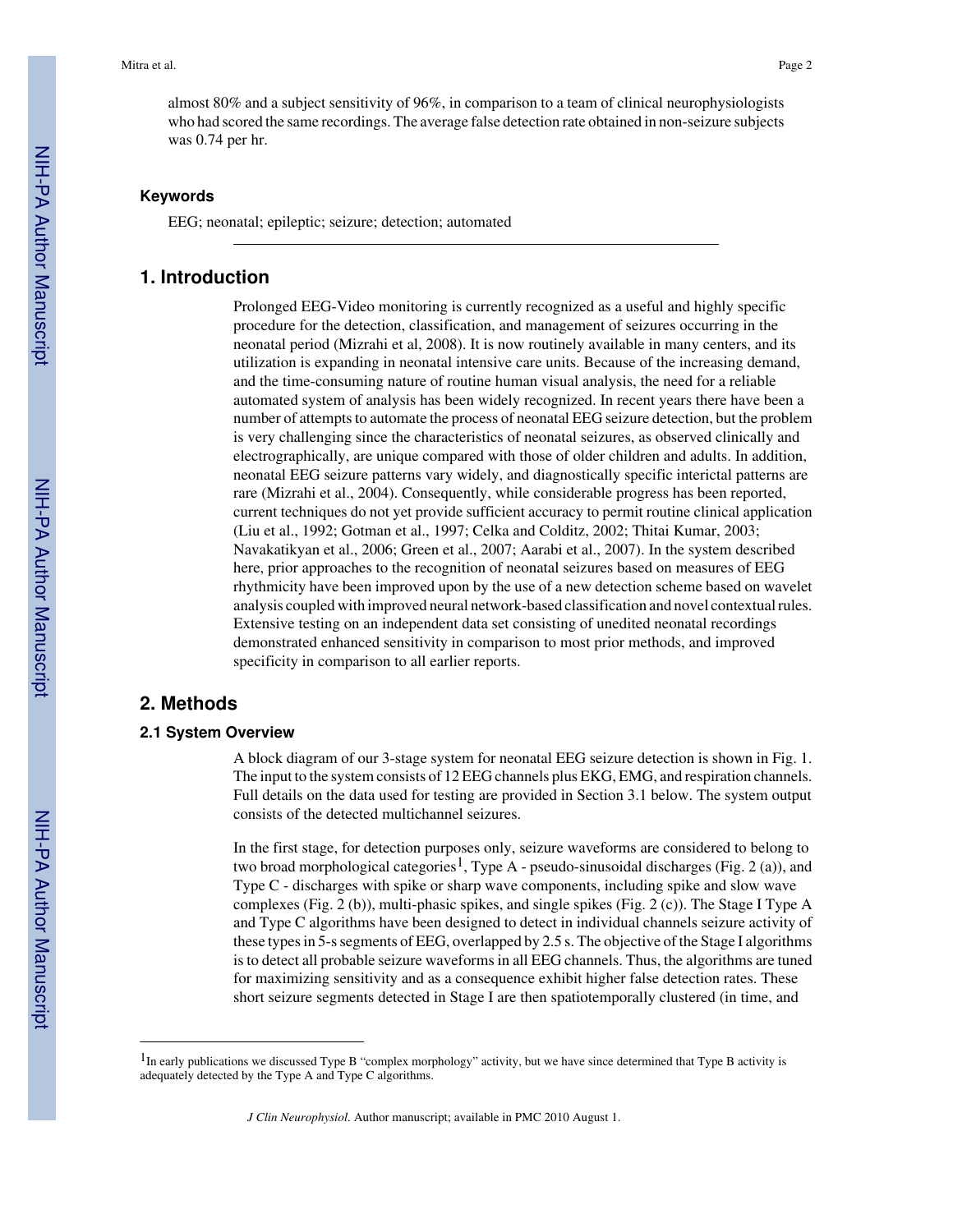almost 80% and a subject sensitivity of 96%, in comparison to a team of clinical neurophysiologists who had scored the same recordings. The average false detection rate obtained in non-seizure subjects was 0.74 per hr.

### Keywords

EEG; neonatal; epileptic; seizure; detection; automated

## 1. Introduction

Prolonged EEG-Video monitoring is currently recognized as a useful and highly specific procedure for the detection, classification, and management of seizures occurring in the neonatal period (Mizrahi et al, 2008). It is now routinely available in many centers, and its utilization is expanding in neonatal intensive care units. Because of the increasing demand, and the time-consuming nature of routine human visual analysis, the need for a reliable automated system of analysis has been widely recognized. In recent years there have been a number of attempts to automate the process of neonatal EEG seizure detection, but the problem is very challenging since the characteristics of neonatal seizures, as observed clinically and electrographically, are unique compared with those of older children and adults. In addition, neonatal EEG seizure patterns vary widely, and diagnostically specific interictal patterns are rare (Mizrahi et al., 2004). Consequently, while considerable progress has been reported, current techniques do not yet provide sufficient accuracy to permit routine clinical application (Liu et al., 1992; Gotman et al., 1997; Celka and Colditz, 2002; Thitai Kumar, 2003; Navakatikyan et al., 2006; Green et al., 2007; Aarabi et al., 2007). In the system described here, prior approaches to the recognition of neonatal seizures based on measures of EEG rhythmicity have been improved upon by the use of a new detection scheme based on wavelet analysis coupled with improved neural network-based classification and novel contextual rules. Extensive testing on an independent data set consisting of unedited neonatal recordings demonstrated enhanced sensitivity in comparison to most prior methods, and improved specificity in comparison to all earlier reports.

## 2. Methods

### 2.1 System Overview

A block diagram of our 3-stage system for neonatal EEG seizure detection is shown in Fig. 1. The input to the system consists of 12 EEG channels plus EKG, EMG, and respiration channels. Full details on the data used for testing are provided in Section 3.1 below. The system output consists of the detected multichannel seizures.

In the first stage, for detection purposes only, seizure waveforms are considered to belong to two broad morphological categories[1], Type A - pseudo-sinusoidal discharges (Fig. 2 (a)), and Type C - discharges with spike or sharp wave components, including spike and slow wave complexes (Fig. 2 (b)), multi-phasic spikes, and single spikes (Fig. 2 (c)). The Stage I Type A and Type C algorithms have been designed to detect in individual channels seizure activity of these types in 5-s segments of EEG, overlapped by 2.5 s. The objective of the Stage I algorithms is to detect all probable seizure waveforms in all EEG channels. Thus, the algorithms are tuned for maximizing sensitivity and as a consequence exhibit higher false detection rates. These short seizure segments detected in Stage I are then spatiotemporally clustered (in time, and

---

[1] In early publications we discussed Type B "complex morphology" activity, but we have since determined that Type B activity is adequately detected by the Type A and Type C algorithms.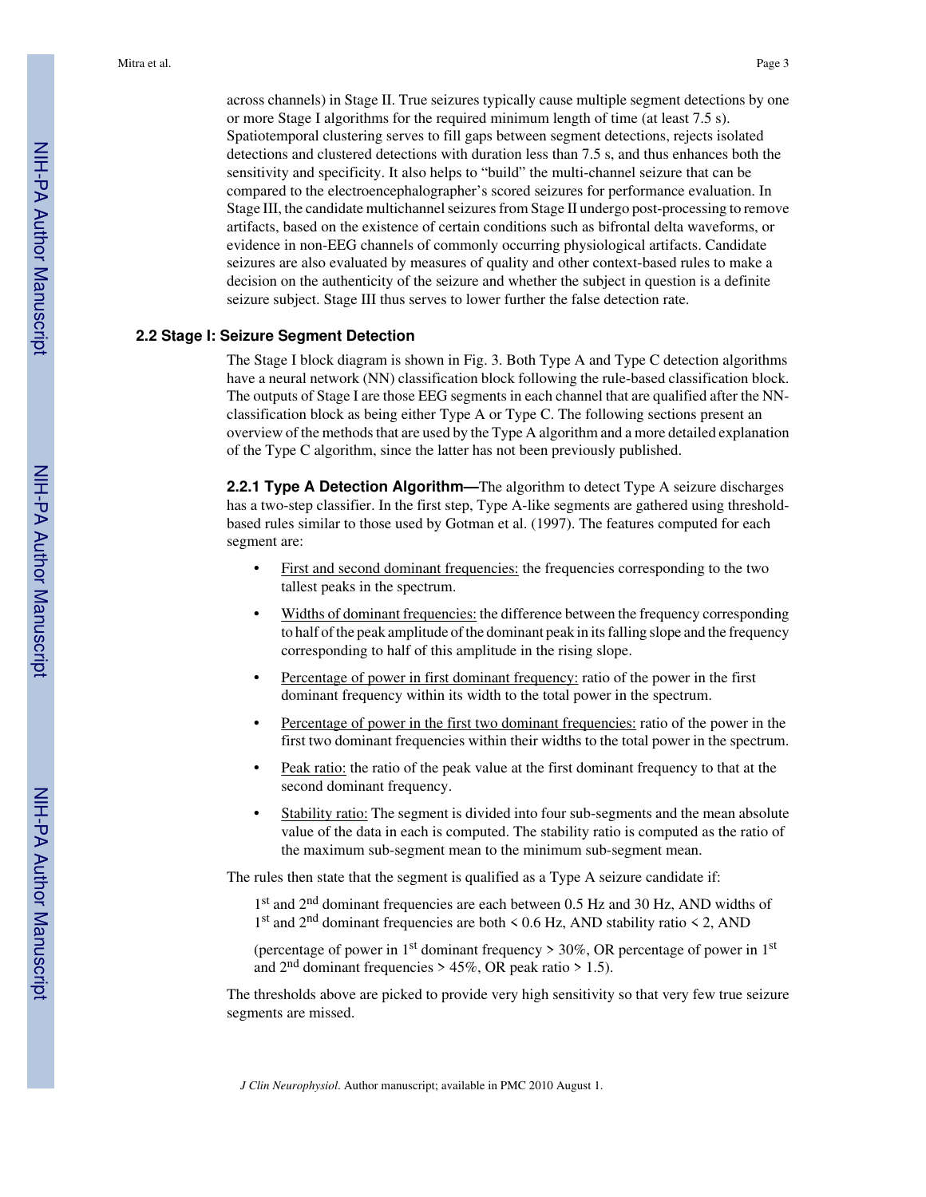across channels) in Stage II. True seizures typically cause multiple segment detections by one or more Stage I algorithms for the required minimum length of time (at least 7.5 s). Spatiotemporal clustering serves to fill gaps between segment detections, rejects isolated detections and clustered detections with duration less than 7.5 s, and thus enhances both the sensitivity and specificity. It also helps to "build" the multi-channel seizure that can be compared to the electroencephalographer's scored seizures for performance evaluation. In Stage III, the candidate multichannel seizures from Stage II undergo post-processing to remove artifacts, based on the existence of certain conditions such as bifrontal delta waveforms, or evidence in non-EEG channels of commonly occurring physiological artifacts. Candidate seizures are also evaluated by measures of quality and other context-based rules to make a decision on the authenticity of the seizure and whether the subject in question is a definite seizure subject. Stage III thus serves to lower further the false detection rate.

### 2.2 Stage I: Seizure Segment Detection

The Stage I block diagram is shown in Fig. 3. Both Type A and Type C detection algorithms have a neural network (NN) classification block following the rule-based classification block. The outputs of Stage I are those EEG segments in each channel that are qualified after the NN-classification block as being either Type A or Type C. The following sections present an overview of the methods that are used by the Type A algorithm and a more detailed explanation of the Type C algorithm, since the latter has not been previously published.

**2.2.1 Type A Detection Algorithm—**The algorithm to detect Type A seizure discharges has a two-step classifier. In the first step, Type A-like segments are gathered using threshold-based rules similar to those used by Gotman et al. (1997). The features computed for each segment are:

- First and second dominant frequencies: the frequencies corresponding to the two tallest peaks in the spectrum.
- Widths of dominant frequencies: the difference between the frequency corresponding to half of the peak amplitude of the dominant peak in its falling slope and the frequency corresponding to half of this amplitude in the rising slope.
- Percentage of power in first dominant frequency: ratio of the power in the first dominant frequency within its width to the total power in the spectrum.
- Percentage of power in the first two dominant frequencies: ratio of the power in the first two dominant frequencies within their widths to the total power in the spectrum.
- Peak ratio: the ratio of the peak value at the first dominant frequency to that at the second dominant frequency.
- Stability ratio: The segment is divided into four sub-segments and the mean absolute value of the data in each is computed. The stability ratio is computed as the ratio of the maximum sub-segment mean to the minimum sub-segment mean.

The rules then state that the segment is qualified as a Type A seizure candidate if:

> $1^{st}$ and $2^{nd}$ dominant frequencies are each between 0.5 Hz and 30 Hz, AND widths of $1^{st}$ and $2^{nd}$ dominant frequencies are both $< 0.6$ Hz, AND stability ratio $< 2$, AND
>
> (percentage of power in $1^{st}$ dominant frequency $> 30\%$, OR percentage of power in $1^{st}$ and $2^{nd}$ dominant frequencies $> 45\%$, OR peak ratio $> 1.5$).

The thresholds above are picked to provide very high sensitivity so that very few true seizure segments are missed.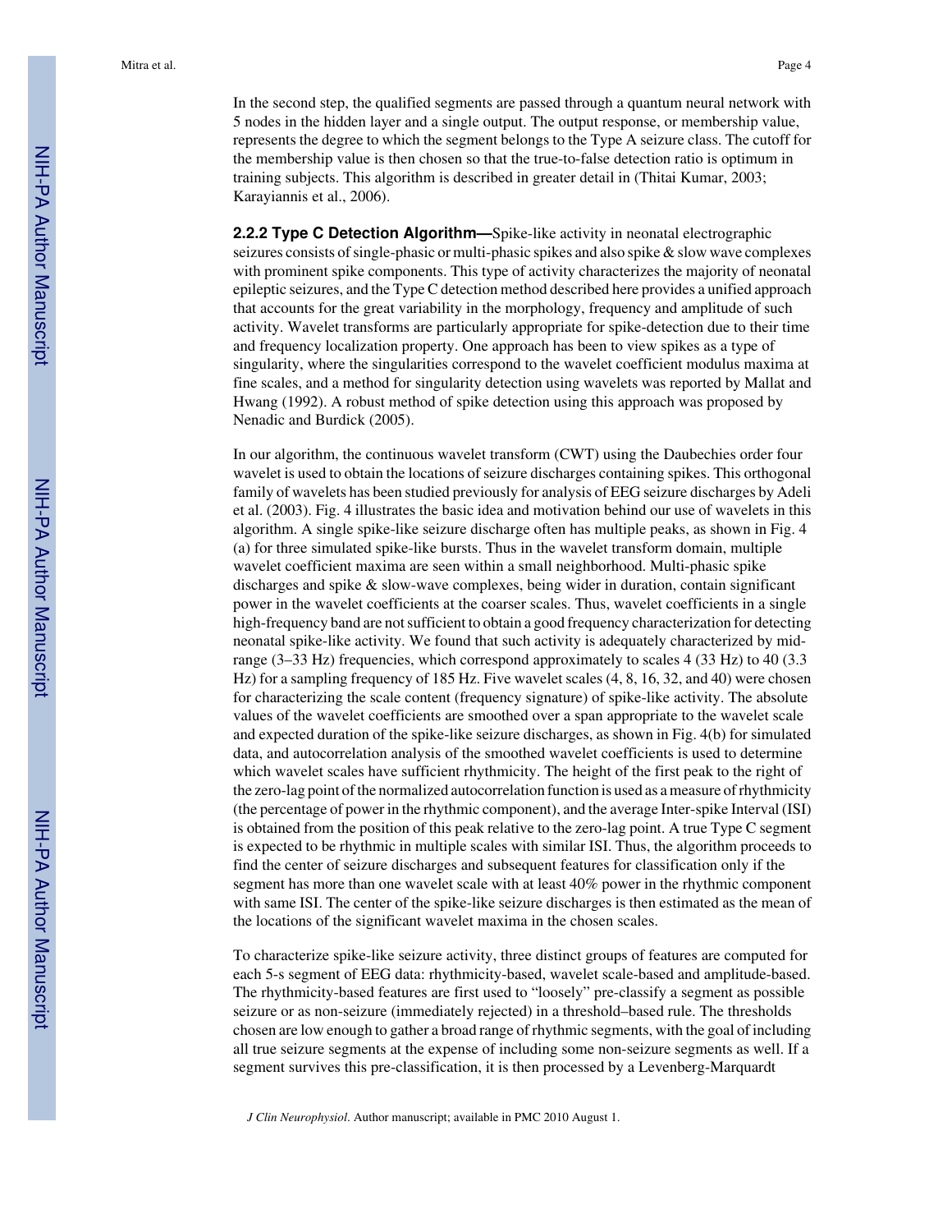In the second step, the qualified segments are passed through a quantum neural network with 5 nodes in the hidden layer and a single output. The output response, or membership value, represents the degree to which the segment belongs to the Type A seizure class. The cutoff for the membership value is then chosen so that the true-to-false detection ratio is optimum in training subjects. This algorithm is described in greater detail in (Thitai Kumar, 2003; Karayiannis et al., 2006).

#### 2.2.2 Type C Detection Algorithm

Spike-like activity in neonatal electrographic seizures consists of single-phasic or multi-phasic spikes and also spike & slow wave complexes with prominent spike components. This type of activity characterizes the majority of neonatal epileptic seizures, and the Type C detection method described here provides a unified approach that accounts for the great variability in the morphology, frequency and amplitude of such activity. Wavelet transforms are particularly appropriate for spike-detection due to their time and frequency localization property. One approach has been to view spikes as a type of singularity, where the singularities correspond to the wavelet coefficient modulus maxima at fine scales, and a method for singularity detection using wavelets was reported by Mallat and Hwang (1992). A robust method of spike detection using this approach was proposed by Nenadic and Burdick (2005).

In our algorithm, the continuous wavelet transform (CWT) using the Daubechies order four wavelet is used to obtain the locations of seizure discharges containing spikes. This orthogonal family of wavelets has been studied previously for analysis of EEG seizure discharges by Adeli et al. (2003). Fig. 4 illustrates the basic idea and motivation behind our use of wavelets in this algorithm. A single spike-like seizure discharge often has multiple peaks, as shown in Fig. 4 (a) for three simulated spike-like bursts. Thus in the wavelet transform domain, multiple wavelet coefficient maxima are seen within a small neighborhood. Multi-phasic spike discharges and spike & slow-wave complexes, being wider in duration, contain significant power in the wavelet coefficients at the coarser scales. Thus, wavelet coefficients in a single high-frequency band are not sufficient to obtain a good frequency characterization for detecting neonatal spike-like activity. We found that such activity is adequately characterized by mid-range (3–33 Hz) frequencies, which correspond approximately to scales 4 (33 Hz) to 40 (3.3 Hz) for a sampling frequency of 185 Hz. Five wavelet scales (4, 8, 16, 32, and 40) were chosen for characterizing the scale content (frequency signature) of spike-like activity. The absolute values of the wavelet coefficients are smoothed over a span appropriate to the wavelet scale and expected duration of the spike-like seizure discharges, as shown in Fig. 4(b) for simulated data, and autocorrelation analysis of the smoothed wavelet coefficients is used to determine which wavelet scales have sufficient rhythmicity. The height of the first peak to the right of the zero-lag point of the normalized autocorrelation function is used as a measure of rhythmicity (the percentage of power in the rhythmic component), and the average Inter-spike Interval (ISI) is obtained from the position of this peak relative to the zero-lag point. A true Type C segment is expected to be rhythmic in multiple scales with similar ISI. Thus, the algorithm proceeds to find the center of seizure discharges and subsequent features for classification only if the segment has more than one wavelet scale with at least 40% power in the rhythmic component with same ISI. The center of the spike-like seizure discharges is then estimated as the mean of the locations of the significant wavelet maxima in the chosen scales.

To characterize spike-like seizure activity, three distinct groups of features are computed for each 5-s segment of EEG data: rhythmicity-based, wavelet scale-based and amplitude-based. The rhythmicity-based features are first used to "loosely" pre-classify a segment as possible seizure or as non-seizure (immediately rejected) in a threshold–based rule. The thresholds chosen are low enough to gather a broad range of rhythmic segments, with the goal of including all true seizure segments at the expense of including some non-seizure segments as well. If a segment survives this pre-classification, it is then processed by a Levenberg-Marquardt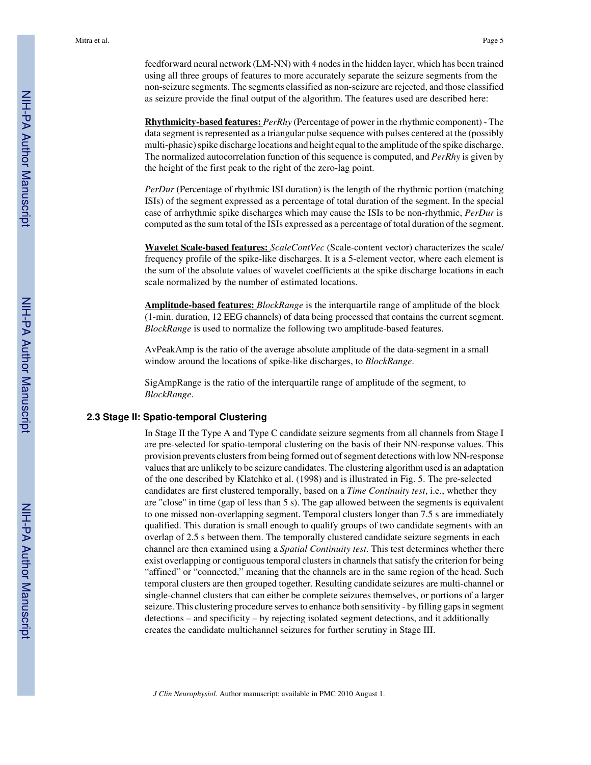feedforward neural network (LM-NN) with 4 nodes in the hidden layer, which has been trained using all three groups of features to more accurately separate the seizure segments from the non-seizure segments. The segments classified as non-seizure are rejected, and those classified as seizure provide the final output of the algorithm. The features used are described here:

**Rhythmicity-based features:** *PerRhy* (Percentage of power in the rhythmic component) - The data segment is represented as a triangular pulse sequence with pulses centered at the (possibly multi-phasic) spike discharge locations and height equal to the amplitude of the spike discharge. The normalized autocorrelation function of this sequence is computed, and *PerRhy* is given by the height of the first peak to the right of the zero-lag point.

*PerDur* (Percentage of rhythmic ISI duration) is the length of the rhythmic portion (matching ISIs) of the segment expressed as a percentage of total duration of the segment. In the special case of arrhythmic spike discharges which may cause the ISIs to be non-rhythmic, *PerDur* is computed as the sum total of the ISIs expressed as a percentage of total duration of the segment.

**Wavelet Scale-based features:** *ScaleContVec* (Scale-content vector) characterizes the scale/frequency profile of the spike-like discharges. It is a 5-element vector, where each element is the sum of the absolute values of wavelet coefficients at the spike discharge locations in each scale normalized by the number of estimated locations.

**Amplitude-based features:** *BlockRange* is the interquartile range of amplitude of the block (1-min. duration, 12 EEG channels) of data being processed that contains the current segment. *BlockRange* is used to normalize the following two amplitude-based features.

AvPeakAmp is the ratio of the average absolute amplitude of the data-segment in a small window around the locations of spike-like discharges, to *BlockRange*.

SigAmpRange is the ratio of the interquartile range of amplitude of the segment, to *BlockRange*.

### 2.3 Stage II: Spatio-temporal Clustering

In Stage II the Type A and Type C candidate seizure segments from all channels from Stage I are pre-selected for spatio-temporal clustering on the basis of their NN-response values. This provision prevents clusters from being formed out of segment detections with low NN-response values that are unlikely to be seizure candidates. The clustering algorithm used is an adaptation of the one described by Klatchko et al. (1998) and is illustrated in Fig. 5. The pre-selected candidates are first clustered temporally, based on a *Time Continuity test*, i.e., whether they are "close" in time (gap of less than 5 s). The gap allowed between the segments is equivalent to one missed non-overlapping segment. Temporal clusters longer than 7.5 s are immediately qualified. This duration is small enough to qualify groups of two candidate segments with an overlap of 2.5 s between them. The temporally clustered candidate seizure segments in each channel are then examined using a *Spatial Continuity test*. This test determines whether there exist overlapping or contiguous temporal clusters in channels that satisfy the criterion for being “affined” or “connected,” meaning that the channels are in the same region of the head. Such temporal clusters are then grouped together. Resulting candidate seizures are multi-channel or single-channel clusters that can either be complete seizures themselves, or portions of a larger seizure. This clustering procedure serves to enhance both sensitivity - by filling gaps in segment detections – and specificity – by rejecting isolated segment detections, and it additionally creates the candidate multichannel seizures for further scrutiny in Stage III.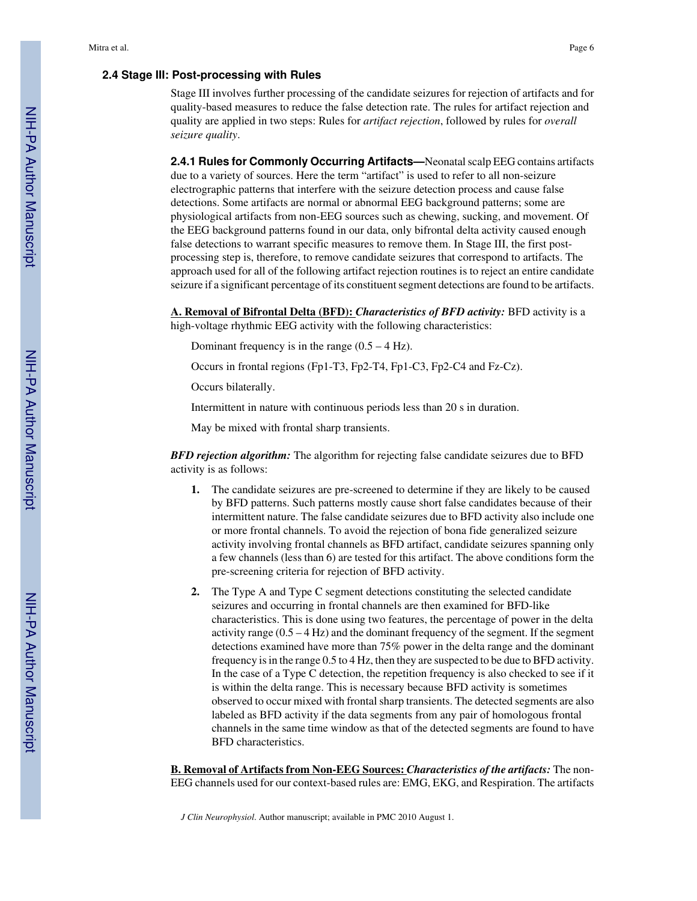### 2.4 Stage III: Post-processing with Rules

Stage III involves further processing of the candidate seizures for rejection of artifacts and for quality-based measures to reduce the false detection rate. The rules for artifact rejection and quality are applied in two steps: Rules for *artifact rejection*, followed by rules for *overall seizure quality*.

**2.4.1 Rules for Commonly Occurring Artifacts—**Neonatal scalp EEG contains artifacts due to a variety of sources. Here the term "artifact" is used to refer to all non-seizure electrographic patterns that interfere with the seizure detection process and cause false detections. Some artifacts are normal or abnormal EEG background patterns; some are physiological artifacts from non-EEG sources such as chewing, sucking, and movement. Of the EEG background patterns found in our data, only bifrontal delta activity caused enough false detections to warrant specific measures to remove them. In Stage III, the first post-processing step is, therefore, to remove candidate seizures that correspond to artifacts. The approach used for all of the following artifact rejection routines is to reject an entire candidate seizure if a significant percentage of its constituent segment detections are found to be artifacts.

<u>**A. Removal of Bifrontal Delta (BFD):**</u> ***Characteristics of BFD activity:*** BFD activity is a high-voltage rhythmic EEG activity with the following characteristics:

Dominant frequency is in the range (0.5 – 4 Hz).

Occurs in frontal regions (Fp1-T3, Fp2-T4, Fp1-C3, Fp2-C4 and Fz-Cz).

Occurs bilaterally.

Intermittent in nature with continuous periods less than 20 s in duration.

May be mixed with frontal sharp transients.

***BFD rejection algorithm:*** The algorithm for rejecting false candidate seizures due to BFD activity is as follows:

1. The candidate seizures are pre-screened to determine if they are likely to be caused by BFD patterns. Such patterns mostly cause short false candidates because of their intermittent nature. The false candidate seizures due to BFD activity also include one or more frontal channels. To avoid the rejection of bona fide generalized seizure activity involving frontal channels as BFD artifact, candidate seizures spanning only a few channels (less than 6) are tested for this artifact. The above conditions form the pre-screening criteria for rejection of BFD activity.
2. The Type A and Type C segment detections constituting the selected candidate seizures and occurring in frontal channels are then examined for BFD-like characteristics. This is done using two features, the percentage of power in the delta activity range (0.5 – 4 Hz) and the dominant frequency of the segment. If the segment detections examined have more than 75% power in the delta range and the dominant frequency is in the range 0.5 to 4 Hz, then they are suspected to be due to BFD activity. In the case of a Type C detection, the repetition frequency is also checked to see if it is within the delta range. This is necessary because BFD activity is sometimes observed to occur mixed with frontal sharp transients. The detected segments are also labeled as BFD activity if the data segments from any pair of homologous frontal channels in the same time window as that of the detected segments are found to have BFD characteristics.

<u>**B. Removal of Artifacts from Non-EEG Sources:**</u> ***Characteristics of the artifacts:*** The non-EEG channels used for our context-based rules are: EMG, EKG, and Respiration. The artifacts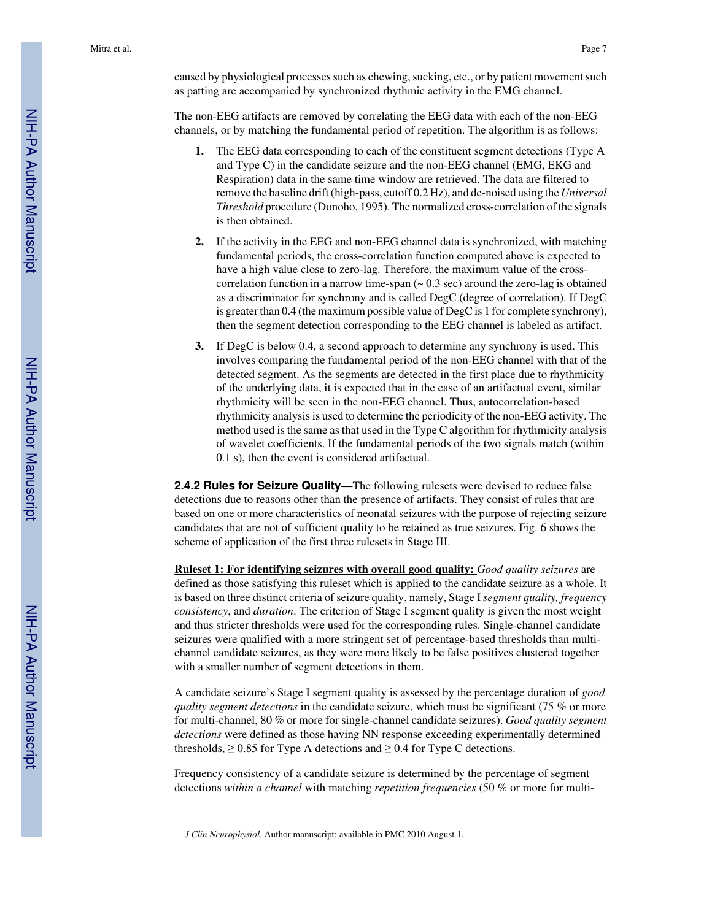caused by physiological processes such as chewing, sucking, etc., or by patient movement such as patting are accompanied by synchronized rhythmic activity in the EMG channel.

The non-EEG artifacts are removed by correlating the EEG data with each of the non-EEG channels, or by matching the fundamental period of repetition. The algorithm is as follows:

1. The EEG data corresponding to each of the constituent segment detections (Type A and Type C) in the candidate seizure and the non-EEG channel (EMG, EKG and Respiration) data in the same time window are retrieved. The data are filtered to remove the baseline drift (high-pass, cutoff 0.2 Hz), and de-noised using the *Universal Threshold* procedure (Donoho, 1995). The normalized cross-correlation of the signals is then obtained.
2. If the activity in the EEG and non-EEG channel data is synchronized, with matching fundamental periods, the cross-correlation function computed above is expected to have a high value close to zero-lag. Therefore, the maximum value of the cross-correlation function in a narrow time-span (~ 0.3 sec) around the zero-lag is obtained as a discriminator for synchrony and is called DegC (degree of correlation). If DegC is greater than 0.4 (the maximum possible value of DegC is 1 for complete synchrony), then the segment detection corresponding to the EEG channel is labeled as artifact.
3. If DegC is below 0.4, a second approach to determine any synchrony is used. This involves comparing the fundamental period of the non-EEG channel with that of the detected segment. As the segments are detected in the first place due to rhythmicity of the underlying data, it is expected that in the case of an artifactual event, similar rhythmicity will be seen in the non-EEG channel. Thus, autocorrelation-based rhythmicity analysis is used to determine the periodicity of the non-EEG activity. The method used is the same as that used in the Type C algorithm for rhythmicity analysis of wavelet coefficients. If the fundamental periods of the two signals match (within 0.1 s), then the event is considered artifactual.

**2.4.2 Rules for Seizure Quality—**The following rulesets were devised to reduce false detections due to reasons other than the presence of artifacts. They consist of rules that are based on one or more characteristics of neonatal seizures with the purpose of rejecting seizure candidates that are not of sufficient quality to be retained as true seizures. Fig. 6 shows the scheme of application of the first three rulesets in Stage III.

**Ruleset 1: For identifying seizures with overall good quality:** *Good quality seizures* are defined as those satisfying this ruleset which is applied to the candidate seizure as a whole. It is based on three distinct criteria of seizure quality, namely, Stage I *segment quality, frequency consistency*, and *duration*. The criterion of Stage I segment quality is given the most weight and thus stricter thresholds were used for the corresponding rules. Single-channel candidate seizures were qualified with a more stringent set of percentage-based thresholds than multi-channel candidate seizures, as they were more likely to be false positives clustered together with a smaller number of segment detections in them.

A candidate seizure's Stage I segment quality is assessed by the percentage duration of *good quality segment detections* in the candidate seizure, which must be significant (75 % or more for multi-channel, 80 % or more for single-channel candidate seizures). *Good quality segment detections* were defined as those having NN response exceeding experimentally determined thresholds, $\geq 0.85$ for Type A detections and $\geq 0.4$ for Type C detections.

Frequency consistency of a candidate seizure is determined by the percentage of segment detections *within a channel* with matching *repetition frequencies* (50 % or more for multi-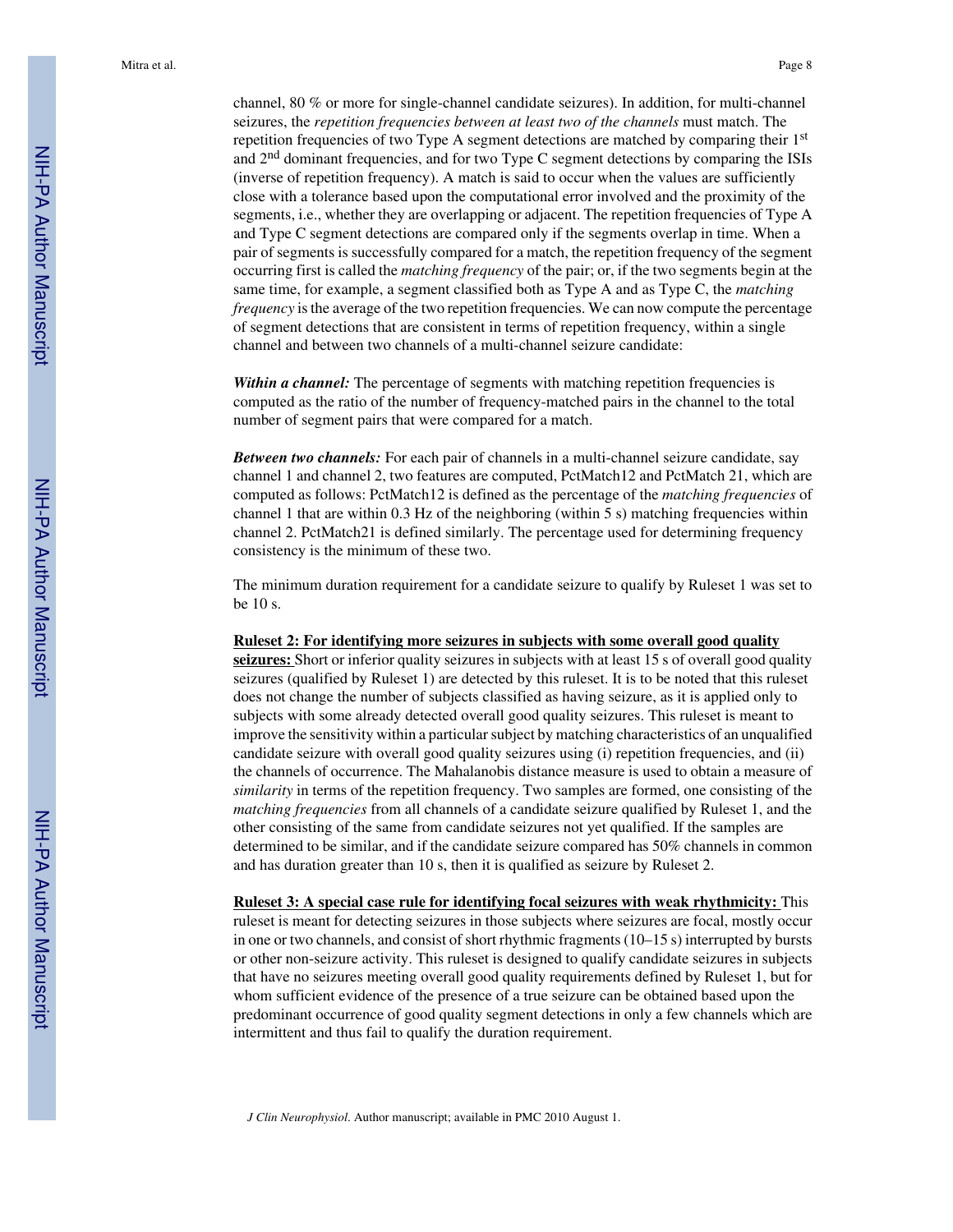channel, 80 % or more for single-channel candidate seizures). In addition, for multi-channel seizures, the *repetition frequencies between at least two of the channels* must match. The repetition frequencies of two Type A segment detections are matched by comparing their 1st and 2nd dominant frequencies, and for two Type C segment detections by comparing the ISIs (inverse of repetition frequency). A match is said to occur when the values are sufficiently close with a tolerance based upon the computational error involved and the proximity of the segments, i.e., whether they are overlapping or adjacent. The repetition frequencies of Type A and Type C segment detections are compared only if the segments overlap in time. When a pair of segments is successfully compared for a match, the repetition frequency of the segment occurring first is called the *matching frequency* of the pair; or, if the two segments begin at the same time, for example, a segment classified both as Type A and as Type C, the *matching frequency* is the average of the two repetition frequencies. We can now compute the percentage of segment detections that are consistent in terms of repetition frequency, within a single channel and between two channels of a multi-channel seizure candidate:

***Within a channel:*** The percentage of segments with matching repetition frequencies is computed as the ratio of the number of frequency-matched pairs in the channel to the total number of segment pairs that were compared for a match.

***Between two channels:*** For each pair of channels in a multi-channel seizure candidate, say channel 1 and channel 2, two features are computed, PctMatch12 and PctMatch 21, which are computed as follows: PctMatch12 is defined as the percentage of the *matching frequencies* of channel 1 that are within 0.3 Hz of the neighboring (within 5 s) matching frequencies within channel 2. PctMatch21 is defined similarly. The percentage used for determining frequency consistency is the minimum of these two.

The minimum duration requirement for a candidate seizure to qualify by Ruleset 1 was set to be 10 s.

**Ruleset 2: For identifying more seizures in subjects with some overall good quality seizures:** Short or inferior quality seizures in subjects with at least 15 s of overall good quality seizures (qualified by Ruleset 1) are detected by this ruleset. It is to be noted that this ruleset does not change the number of subjects classified as having seizure, as it is applied only to subjects with some already detected overall good quality seizures. This ruleset is meant to improve the sensitivity within a particular subject by matching characteristics of an unqualified candidate seizure with overall good quality seizures using (i) repetition frequencies, and (ii) the channels of occurrence. The Mahalanobis distance measure is used to obtain a measure of *similarity* in terms of the repetition frequency. Two samples are formed, one consisting of the *matching frequencies* from all channels of a candidate seizure qualified by Ruleset 1, and the other consisting of the same from candidate seizures not yet qualified. If the samples are determined to be similar, and if the candidate seizure compared has 50% channels in common and has duration greater than 10 s, then it is qualified as seizure by Ruleset 2.

**Ruleset 3: A special case rule for identifying focal seizures with weak rhythmicity:** This ruleset is meant for detecting seizures in those subjects where seizures are focal, mostly occur in one or two channels, and consist of short rhythmic fragments (10–15 s) interrupted by bursts or other non-seizure activity. This ruleset is designed to qualify candidate seizures in subjects that have no seizures meeting overall good quality requirements defined by Ruleset 1, but for whom sufficient evidence of the presence of a true seizure can be obtained based upon the predominant occurrence of good quality segment detections in only a few channels which are intermittent and thus fail to qualify the duration requirement.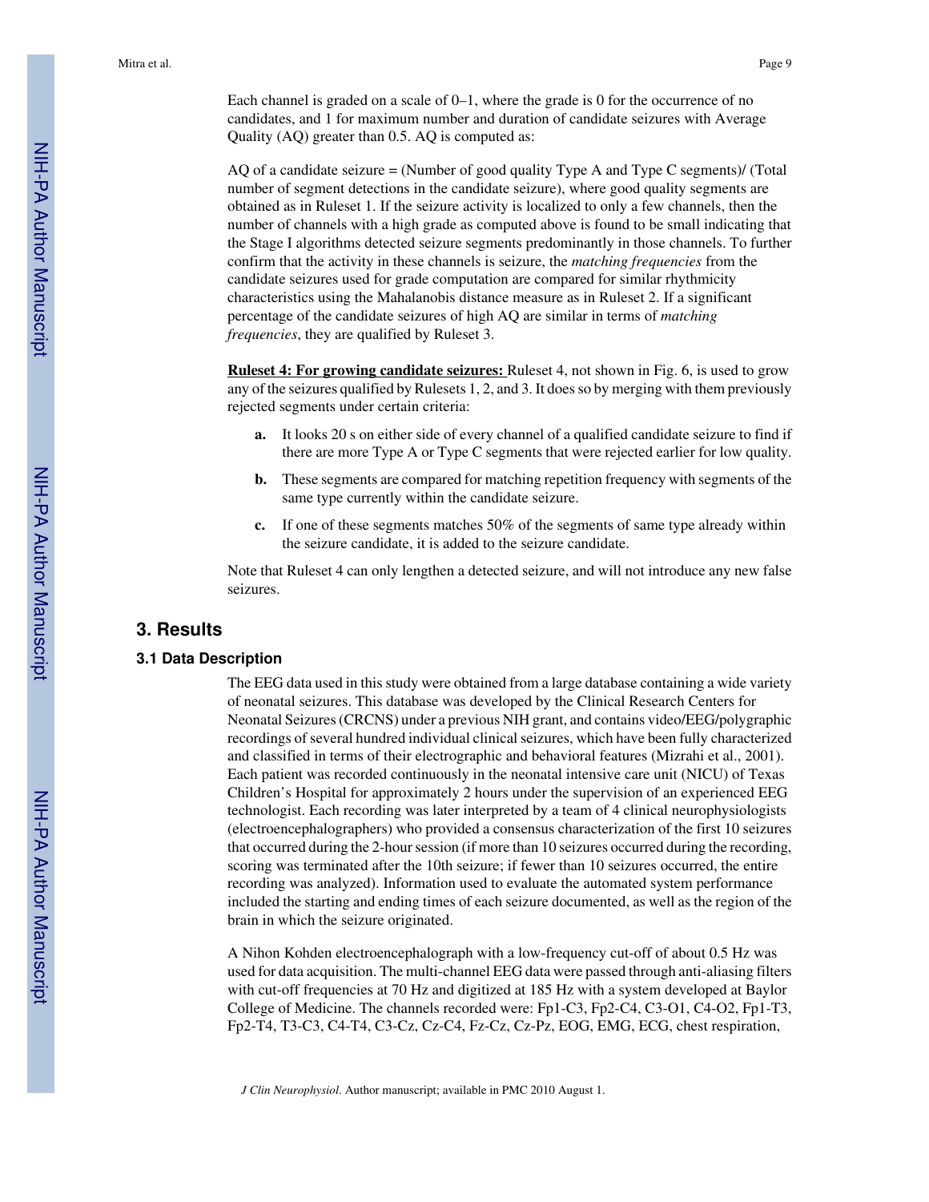Each channel is graded on a scale of 0–1, where the grade is 0 for the occurrence of no candidates, and 1 for maximum number and duration of candidate seizures with Average Quality (AQ) greater than 0.5. AQ is computed as:

AQ of a candidate seizure = (Number of good quality Type A and Type C segments)/ (Total number of segment detections in the candidate seizure), where good quality segments are obtained as in Ruleset 1. If the seizure activity is localized to only a few channels, then the number of channels with a high grade as computed above is found to be small indicating that the Stage I algorithms detected seizure segments predominantly in those channels. To further confirm that the activity in these channels is seizure, the *matching frequencies* from the candidate seizures used for grade computation are compared for similar rhythmicity characteristics using the Mahalanobis distance measure as in Ruleset 2. If a significant percentage of the candidate seizures of high AQ are similar in terms of *matching frequencies*, they are qualified by Ruleset 3.

**Ruleset 4: For growing candidate seizures:** Ruleset 4, not shown in Fig. 6, is used to grow any of the seizures qualified by Rulesets 1, 2, and 3. It does so by merging with them previously rejected segments under certain criteria:

- **a.** It looks 20 s on either side of every channel of a qualified candidate seizure to find if there are more Type A or Type C segments that were rejected earlier for low quality.
- **b.** These segments are compared for matching repetition frequency with segments of the same type currently within the candidate seizure.
- **c.** If one of these segments matches 50% of the segments of same type already within the seizure candidate, it is added to the seizure candidate.

Note that Ruleset 4 can only lengthen a detected seizure, and will not introduce any new false seizures.

## 3. Results

### 3.1 Data Description

The EEG data used in this study were obtained from a large database containing a wide variety of neonatal seizures. This database was developed by the Clinical Research Centers for Neonatal Seizures (CRCNS) under a previous NIH grant, and contains video/EEG/polygraphic recordings of several hundred individual clinical seizures, which have been fully characterized and classified in terms of their electrographic and behavioral features (Mizrahi et al., 2001). Each patient was recorded continuously in the neonatal intensive care unit (NICU) of Texas Children's Hospital for approximately 2 hours under the supervision of an experienced EEG technologist. Each recording was later interpreted by a team of 4 clinical neurophysiologists (electroencephalographers) who provided a consensus characterization of the first 10 seizures that occurred during the 2-hour session (if more than 10 seizures occurred during the recording, scoring was terminated after the 10th seizure; if fewer than 10 seizures occurred, the entire recording was analyzed). Information used to evaluate the automated system performance included the starting and ending times of each seizure documented, as well as the region of the brain in which the seizure originated.

A Nihon Kohden electroencephalograph with a low-frequency cut-off of about 0.5 Hz was used for data acquisition. The multi-channel EEG data were passed through anti-aliasing filters with cut-off frequencies at 70 Hz and digitized at 185 Hz with a system developed at Baylor College of Medicine. The channels recorded were: Fp1-C3, Fp2-C4, C3-O1, C4-O2, Fp1-T3, Fp2-T4, T3-C3, C4-T4, C3-Cz, Cz-C4, Fz-Cz, Cz-Pz, EOG, EMG, ECG, chest respiration,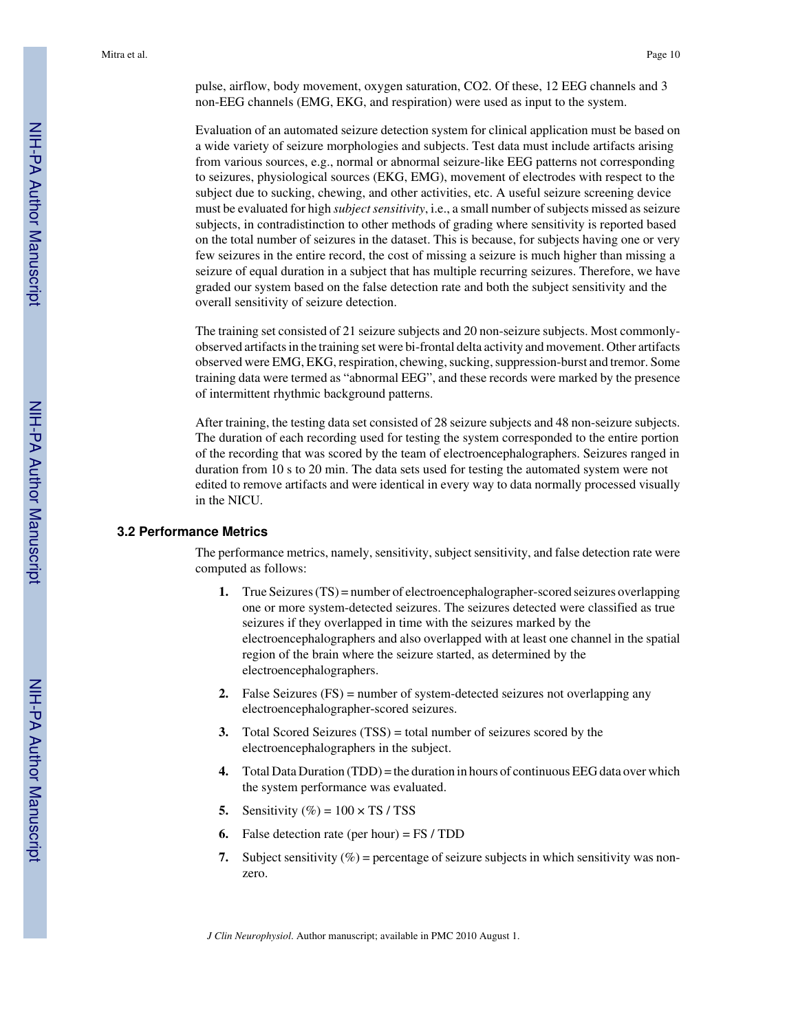pulse, airflow, body movement, oxygen saturation, $CO_2$. Of these, 12 EEG channels and 3 non-EEG channels (EMG, EKG, and respiration) were used as input to the system.

Evaluation of an automated seizure detection system for clinical application must be based on a wide variety of seizure morphologies and subjects. Test data must include artifacts arising from various sources, e.g., normal or abnormal seizure-like EEG patterns not corresponding to seizures, physiological sources (EKG, EMG), movement of electrodes with respect to the subject due to sucking, chewing, and other activities, etc. A useful seizure screening device must be evaluated for high *subject sensitivity*, i.e., a small number of subjects missed as seizure subjects, in contradistinction to other methods of grading where sensitivity is reported based on the total number of seizures in the dataset. This is because, for subjects having one or very few seizures in the entire record, the cost of missing a seizure is much higher than missing a seizure of equal duration in a subject that has multiple recurring seizures. Therefore, we have graded our system based on the false detection rate and both the subject sensitivity and the overall sensitivity of seizure detection.

The training set consisted of 21 seizure subjects and 20 non-seizure subjects. Most commonly-observed artifacts in the training set were bi-frontal delta activity and movement. Other artifacts observed were EMG, EKG, respiration, chewing, sucking, suppression-burst and tremor. Some training data were termed as "abnormal EEG", and these records were marked by the presence of intermittent rhythmic background patterns.

After training, the testing data set consisted of 28 seizure subjects and 48 non-seizure subjects. The duration of each recording used for testing the system corresponded to the entire portion of the recording that was scored by the team of electroencephalographers. Seizures ranged in duration from 10 s to 20 min. The data sets used for testing the automated system were not edited to remove artifacts and were identical in every way to data normally processed visually in the NICU.

### 3.2 Performance Metrics

The performance metrics, namely, sensitivity, subject sensitivity, and false detection rate were computed as follows:

1. True Seizures (TS) = number of electroencephalographer-scored seizures overlapping one or more system-detected seizures. The seizures detected were classified as true seizures if they overlapped in time with the seizures marked by the electroencephalographers and also overlapped with at least one channel in the spatial region of the brain where the seizure started, as determined by the electroencephalographers.
2. False Seizures (FS) = number of system-detected seizures not overlapping any electroencephalographer-scored seizures.
3. Total Scored Seizures (TSS) = total number of seizures scored by the electroencephalographers in the subject.
4. Total Data Duration (TDD) = the duration in hours of continuous EEG data over which the system performance was evaluated.
5. Sensitivity (%) = $100 \times \text{TS} / \text{TSS}$
6. False detection rate (per hour) = $\text{FS} / \text{TDD}$
7. Subject sensitivity (%) = percentage of seizure subjects in which sensitivity was non-zero.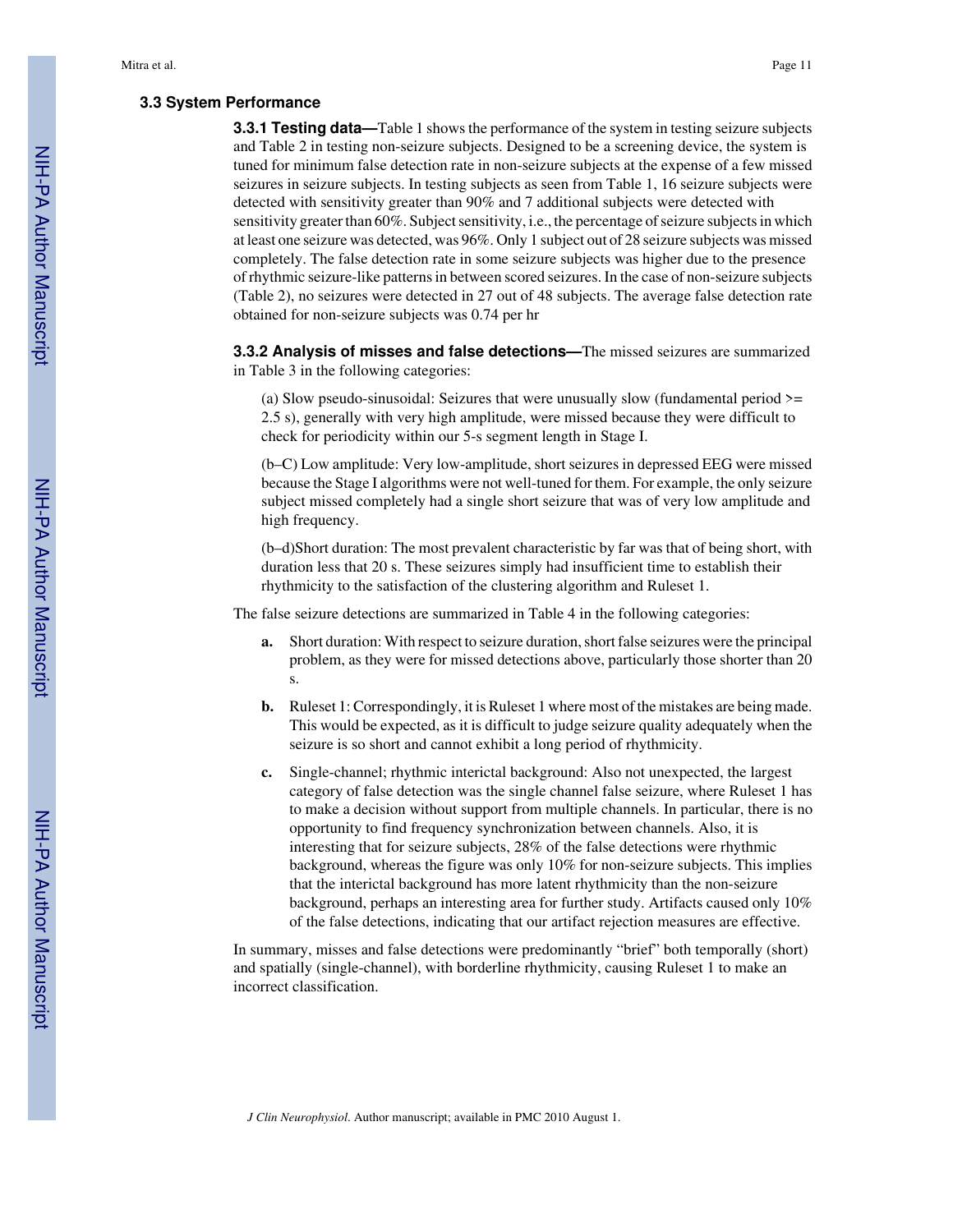### 3.3 System Performance

**3.3.1 Testing data—**Table 1 shows the performance of the system in testing seizure subjects and Table 2 in testing non-seizure subjects. Designed to be a screening device, the system is tuned for minimum false detection rate in non-seizure subjects at the expense of a few missed seizures in seizure subjects. In testing subjects as seen from Table 1, 16 seizure subjects were detected with sensitivity greater than 90% and 7 additional subjects were detected with sensitivity greater than 60%. Subject sensitivity, i.e., the percentage of seizure subjects in which at least one seizure was detected, was 96%. Only 1 subject out of 28 seizure subjects was missed completely. The false detection rate in some seizure subjects was higher due to the presence of rhythmic seizure-like patterns in between scored seizures. In the case of non-seizure subjects (Table 2), no seizures were detected in 27 out of 48 subjects. The average false detection rate obtained for non-seizure subjects was 0.74 per hr

**3.3.2 Analysis of misses and false detections—**The missed seizures are summarized in Table 3 in the following categories:

(a) Slow pseudo-sinusoidal: Seizures that were unusually slow (fundamental period >= 2.5 s), generally with very high amplitude, were missed because they were difficult to check for periodicity within our 5-s segment length in Stage I.

(b–C) Low amplitude: Very low-amplitude, short seizures in depressed EEG were missed because the Stage I algorithms were not well-tuned for them. For example, the only seizure subject missed completely had a single short seizure that was of very low amplitude and high frequency.

(b–d)Short duration: The most prevalent characteristic by far was that of being short, with duration less that 20 s. These seizures simply had insufficient time to establish their rhythmicity to the satisfaction of the clustering algorithm and Ruleset 1.

The false seizure detections are summarized in Table 4 in the following categories:

- **a.** Short duration: With respect to seizure duration, short false seizures were the principal problem, as they were for missed detections above, particularly those shorter than 20 s.
- **b.** Ruleset 1: Correspondingly, it is Ruleset 1 where most of the mistakes are being made. This would be expected, as it is difficult to judge seizure quality adequately when the seizure is so short and cannot exhibit a long period of rhythmicity.
- **c.** Single-channel; rhythmic interictal background: Also not unexpected, the largest category of false detection was the single channel false seizure, where Ruleset 1 has to make a decision without support from multiple channels. In particular, there is no opportunity to find frequency synchronization between channels. Also, it is interesting that for seizure subjects, 28% of the false detections were rhythmic background, whereas the figure was only 10% for non-seizure subjects. This implies that the interictal background has more latent rhythmicity than the non-seizure background, perhaps an interesting area for further study. Artifacts caused only 10% of the false detections, indicating that our artifact rejection measures are effective.

In summary, misses and false detections were predominantly "brief" both temporally (short) and spatially (single-channel), with borderline rhythmicity, causing Ruleset 1 to make an incorrect classification.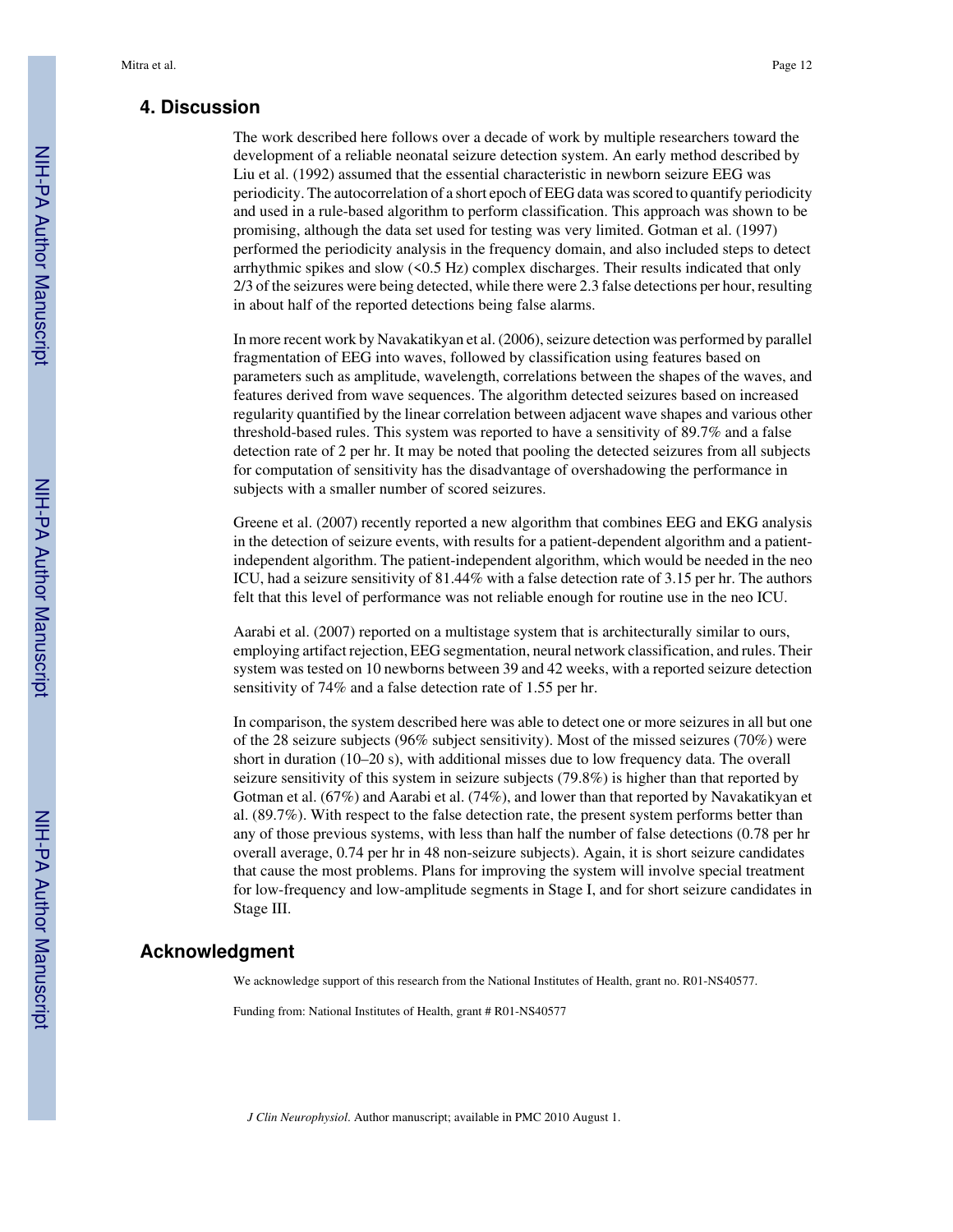## 4. Discussion

The work described here follows over a decade of work by multiple researchers toward the development of a reliable neonatal seizure detection system. An early method described by Liu et al. (1992) assumed that the essential characteristic in newborn seizure EEG was periodicity. The autocorrelation of a short epoch of EEG data was scored to quantify periodicity and used in a rule-based algorithm to perform classification. This approach was shown to be promising, although the data set used for testing was very limited. Gotman et al. (1997) performed the periodicity analysis in the frequency domain, and also included steps to detect arrhythmic spikes and slow (<0.5 Hz) complex discharges. Their results indicated that only 2/3 of the seizures were being detected, while there were 2.3 false detections per hour, resulting in about half of the reported detections being false alarms.

In more recent work by Navakatikyan et al. (2006), seizure detection was performed by parallel fragmentation of EEG into waves, followed by classification using features based on parameters such as amplitude, wavelength, correlations between the shapes of the waves, and features derived from wave sequences. The algorithm detected seizures based on increased regularity quantified by the linear correlation between adjacent wave shapes and various other threshold-based rules. This system was reported to have a sensitivity of 89.7% and a false detection rate of 2 per hr. It may be noted that pooling the detected seizures from all subjects for computation of sensitivity has the disadvantage of overshadowing the performance in subjects with a smaller number of scored seizures.

Greene et al. (2007) recently reported a new algorithm that combines EEG and EKG analysis in the detection of seizure events, with results for a patient-dependent algorithm and a patient-independent algorithm. The patient-independent algorithm, which would be needed in the neo ICU, had a seizure sensitivity of 81.44% with a false detection rate of 3.15 per hr. The authors felt that this level of performance was not reliable enough for routine use in the neo ICU.

Aarabi et al. (2007) reported on a multistage system that is architecturally similar to ours, employing artifact rejection, EEG segmentation, neural network classification, and rules. Their system was tested on 10 newborns between 39 and 42 weeks, with a reported seizure detection sensitivity of 74% and a false detection rate of 1.55 per hr.

In comparison, the system described here was able to detect one or more seizures in all but one of the 28 seizure subjects (96% subject sensitivity). Most of the missed seizures (70%) were short in duration (10–20 s), with additional misses due to low frequency data. The overall seizure sensitivity of this system in seizure subjects (79.8%) is higher than that reported by Gotman et al. (67%) and Aarabi et al. (74%), and lower than that reported by Navakatikyan et al. (89.7%). With respect to the false detection rate, the present system performs better than any of those previous systems, with less than half the number of false detections (0.78 per hr overall average, 0.74 per hr in 48 non-seizure subjects). Again, it is short seizure candidates that cause the most problems. Plans for improving the system will involve special treatment for low-frequency and low-amplitude segments in Stage I, and for short seizure candidates in Stage III.

## Acknowledgment

We acknowledge support of this research from the National Institutes of Health, grant no. R01-NS40577.

Funding from: National Institutes of Health, grant # R01-NS40577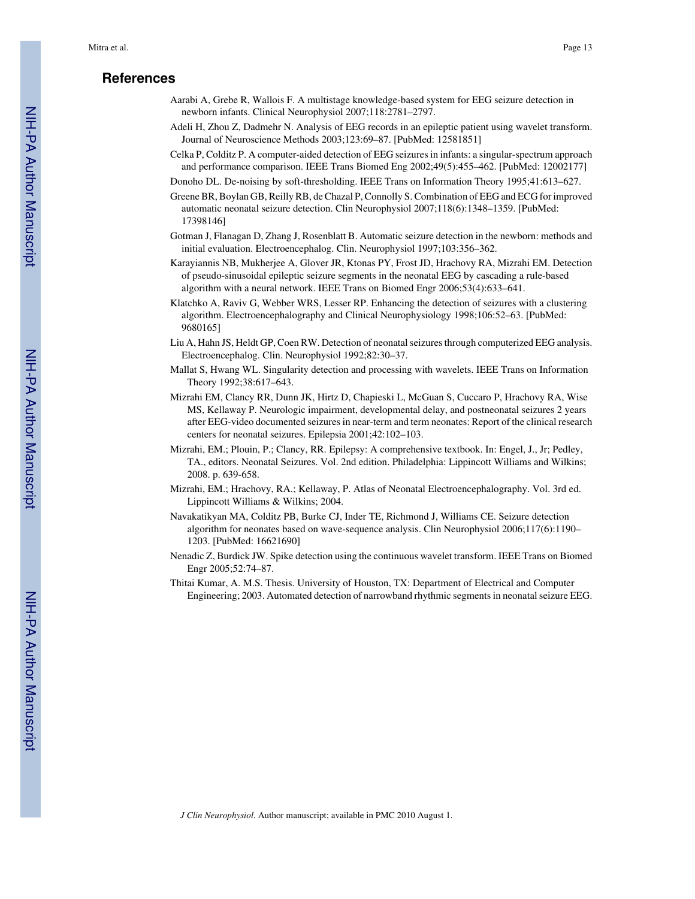## References

Aarabi A, Grebe R, Wallois F. A multistage knowledge-based system for EEG seizure detection in newborn infants. Clinical Neurophysiol 2007;118:2781–2797.

Adeli H, Zhou Z, Dadmehr N. Analysis of EEG records in an epileptic patient using wavelet transform. Journal of Neuroscience Methods 2003;123:69–87. [PubMed: 12581851]

Celka P, Colditz P. A computer-aided detection of EEG seizures in infants: a singular-spectrum approach and performance comparison. IEEE Trans Biomed Eng 2002;49(5):455–462. [PubMed: 12002177]

Donoho DL. De-noising by soft-thresholding. IEEE Trans on Information Theory 1995;41:613–627.

Greene BR, Boylan GB, Reilly RB, de Chazal P, Connolly S. Combination of EEG and ECG for improved automatic neonatal seizure detection. Clin Neurophysiol 2007;118(6):1348–1359. [PubMed: 17398146]

Gotman J, Flanagan D, Zhang J, Rosenblatt B. Automatic seizure detection in the newborn: methods and initial evaluation. Electroencephalog. Clin. Neurophysiol 1997;103:356–362.

Karayiannis NB, Mukherjee A, Glover JR, Ktonas PY, Frost JD, Hrachovy RA, Mizrahi EM. Detection of pseudo-sinusoidal epileptic seizure segments in the neonatal EEG by cascading a rule-based algorithm with a neural network. IEEE Trans on Biomed Engr 2006;53(4):633–641.

Klatchko A, Raviv G, Webber WRS, Lesser RP. Enhancing the detection of seizures with a clustering algorithm. Electroencephalography and Clinical Neurophysiology 1998;106:52–63. [PubMed: 9680165]

Liu A, Hahn JS, Heldt GP, Coen RW. Detection of neonatal seizures through computerized EEG analysis. Electroencephalog. Clin. Neurophysiol 1992;82:30–37.

Mallat S, Hwang WL. Singularity detection and processing with wavelets. IEEE Trans on Information Theory 1992;38:617–643.

Mizrahi EM, Clancy RR, Dunn JK, Hirtz D, Chapieski L, McGuan S, Cuccaro P, Hrachovy RA, Wise MS, Kellaway P. Neurologic impairment, developmental delay, and postneonatal seizures 2 years after EEG-video documented seizures in near-term and term neonates: Report of the clinical research centers for neonatal seizures. Epilepsia 2001;42:102–103.

Mizrahi, EM.; Plouin, P.; Clancy, RR. Epilepsy: A comprehensive textbook. In: Engel, J., Jr; Pedley, TA., editors. Neonatal Seizures. Vol. 2nd edition. Philadelphia: Lippincott Williams and Wilkins; 2008. p. 639-658.

Mizrahi, EM.; Hrachovy, RA.; Kellaway, P. Atlas of Neonatal Electroencephalography. Vol. 3rd ed. Lippincott Williams & Wilkins; 2004.

Navakatikyan MA, Colditz PB, Burke CJ, Inder TE, Richmond J, Williams CE. Seizure detection algorithm for neonates based on wave-sequence analysis. Clin Neurophysiol 2006;117(6):1190–1203. [PubMed: 16621690]

Nenadic Z, Burdick JW. Spike detection using the continuous wavelet transform. IEEE Trans on Biomed Engr 2005;52:74–87.

Thitai Kumar, A. M.S. Thesis. University of Houston, TX: Department of Electrical and Computer Engineering; 2003. Automated detection of narrowband rhythmic segments in neonatal seizure EEG.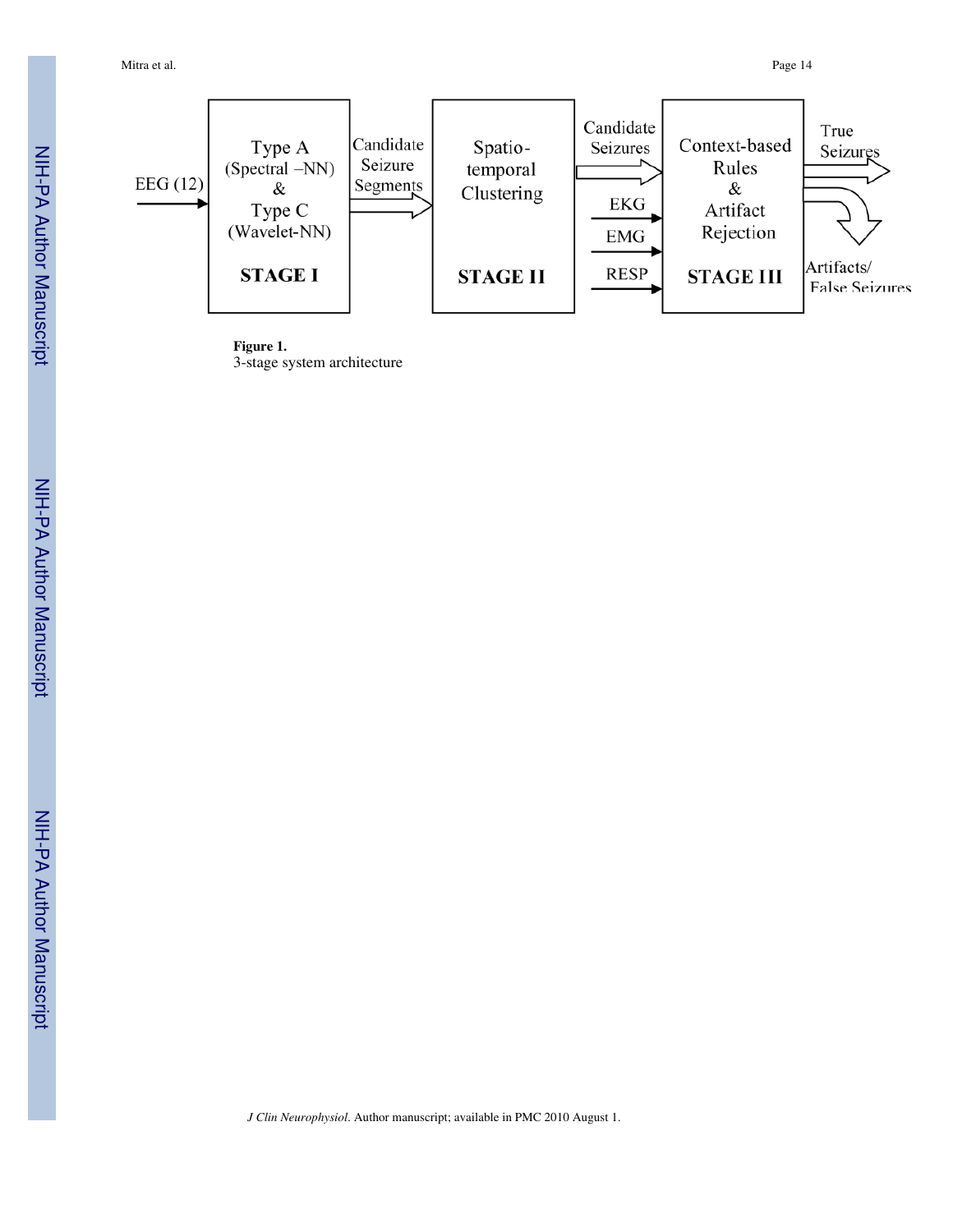**Figure 1.**
3-stage system architecture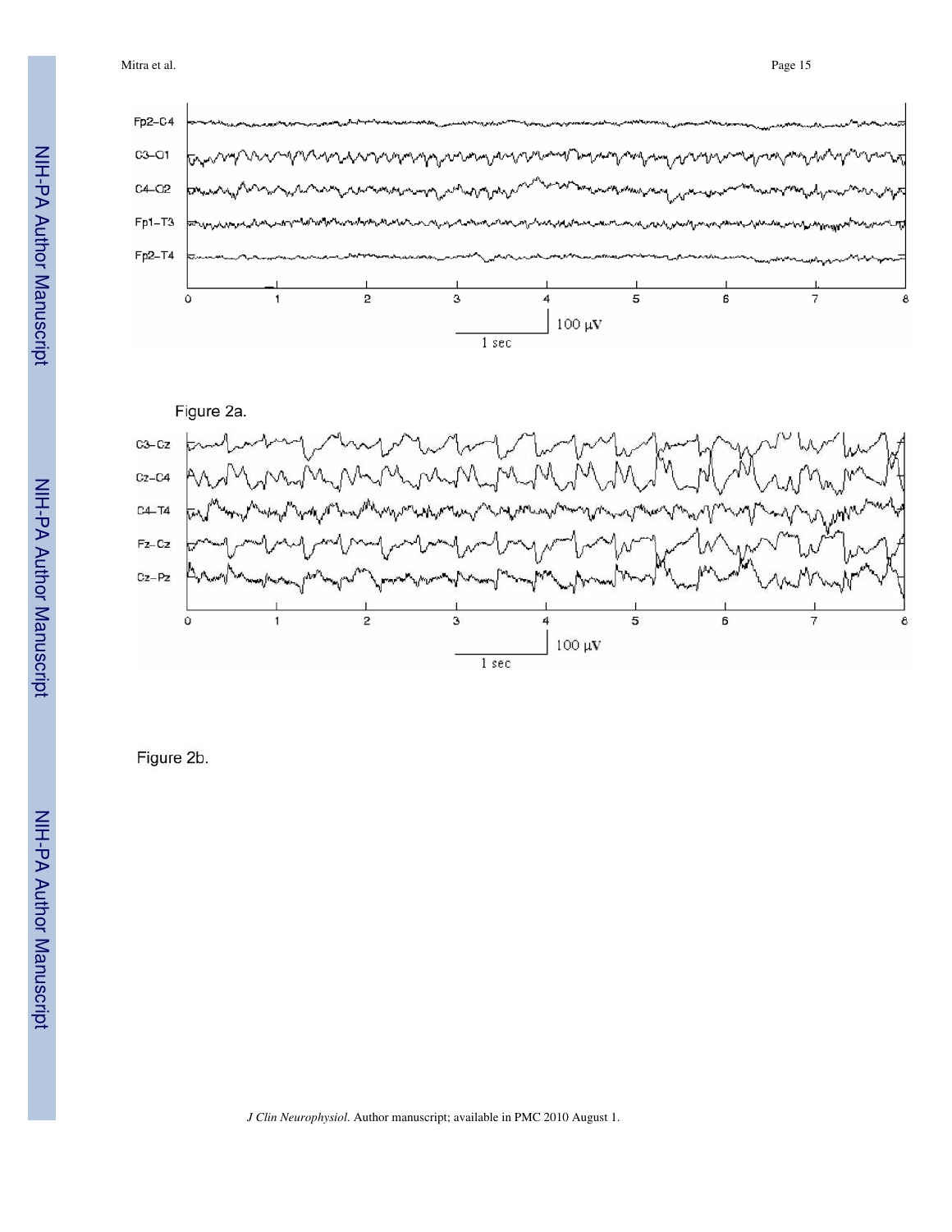Figure 2a.

Figure 2b.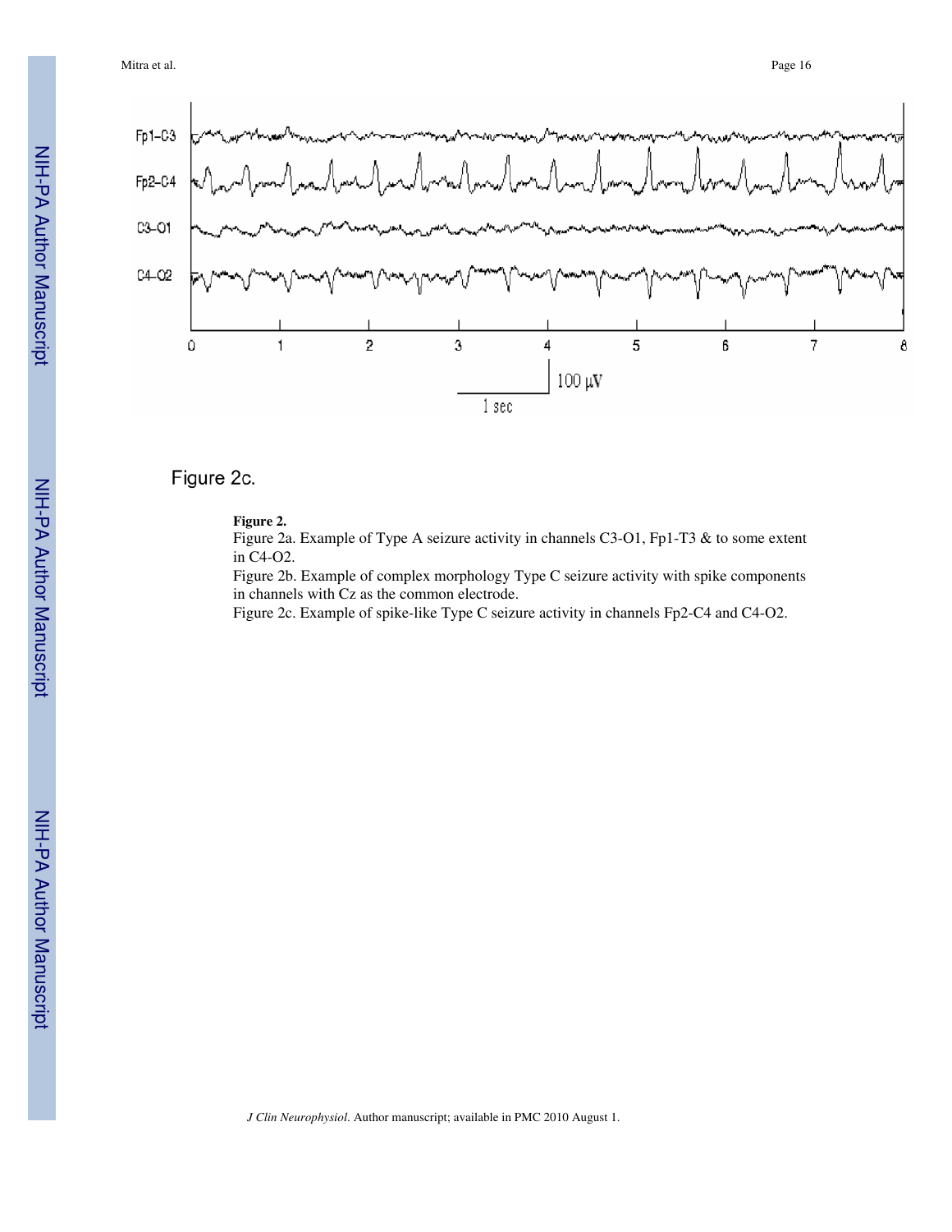Figure 2c.

**Figure 2.**

Figure 2a. Example of Type A seizure activity in channels C3-O1, Fp1-T3 & to some extent in C4-O2.

Figure 2b. Example of complex morphology Type C seizure activity with spike components in channels with Cz as the common electrode.

Figure 2c. Example of spike-like Type C seizure activity in channels Fp2-C4 and C4-O2.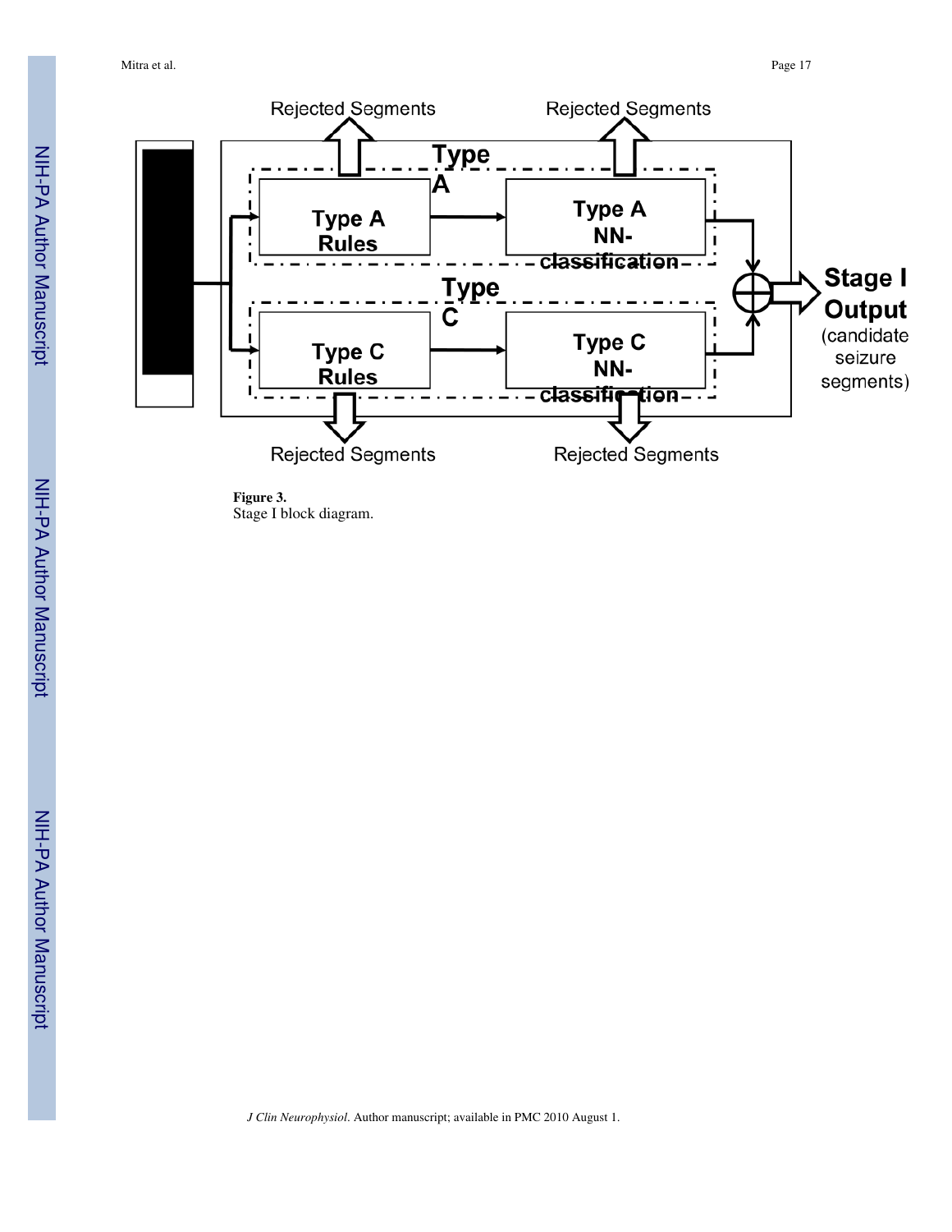Rejected Segments

Rejected Segments

Type A

Type A Rules

Type A NN-classification

Type C

Type C Rules

Type C NN-classification

Stage I Output (candidate seizure segments)

Rejected Segments

Rejected Segments

**Figure 3.**
Stage I block diagram.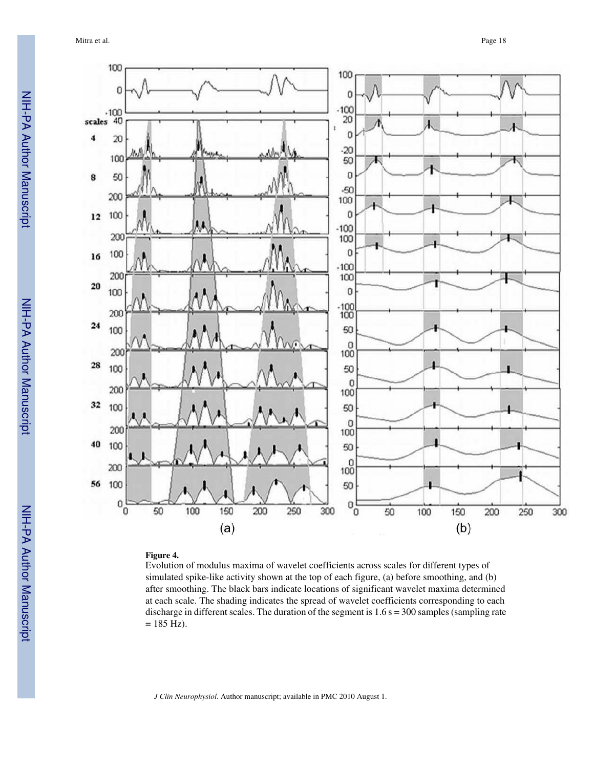**Figure 4.**

Evolution of modulus maxima of wavelet coefficients across scales for different types of simulated spike-like activity shown at the top of each figure, (a) before smoothing, and (b) after smoothing. The black bars indicate locations of significant wavelet maxima determined at each scale. The shading indicates the spread of wavelet coefficients corresponding to each discharge in different scales. The duration of the segment is 1.6 s = 300 samples (sampling rate = 185 Hz).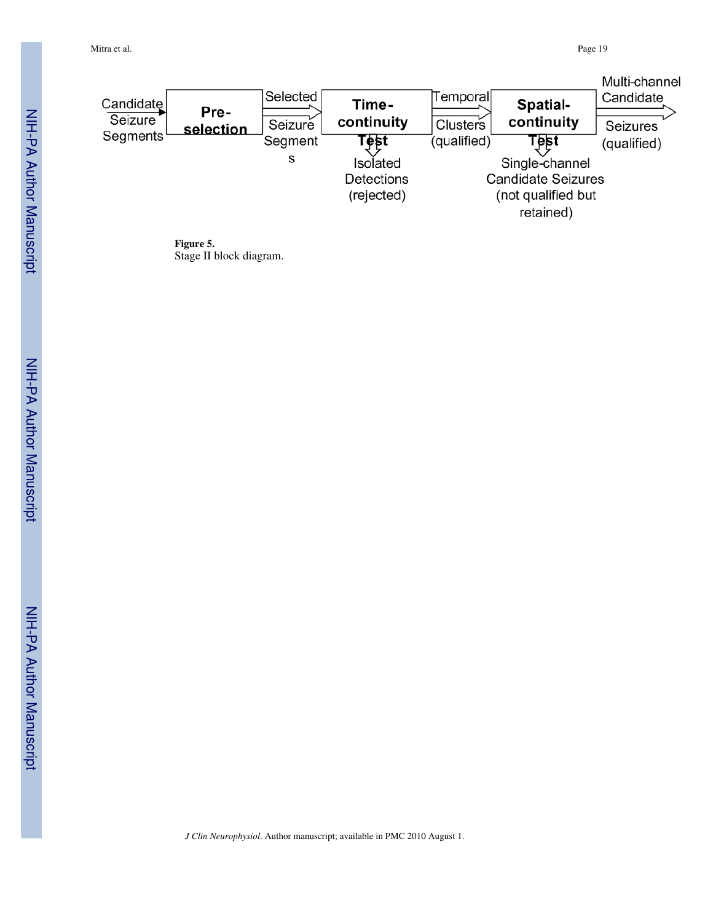Candidate Seizure Segments → **Pre-selection** → Selected Seizure Segments → **Time-continuity Test** → Temporal Clusters (qualified) → **Spatial-continuity Test** → Multi-channel Candidate Seizures (qualified)

**Time-continuity Test** ↓ Isolated Detections (rejected)

**Spatial-continuity Test** ↓ Single-channel Candidate Seizures (not qualified but retained)

**Figure 5.**
Stage II block diagram.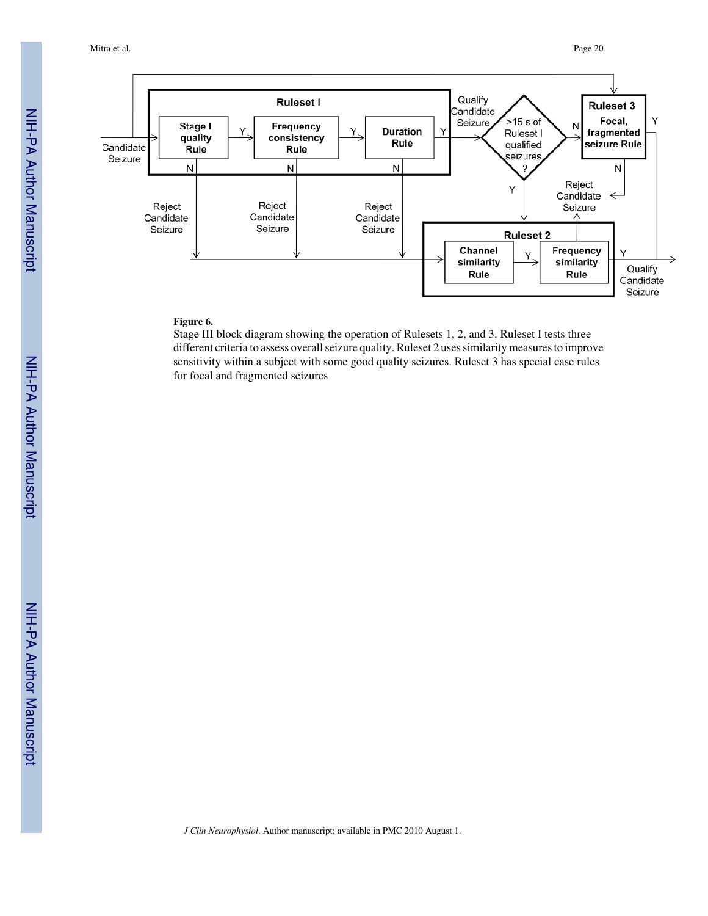**Figure 6.**

Stage III block diagram showing the operation of Rulesets 1, 2, and 3. Ruleset I tests three different criteria to assess overall seizure quality. Ruleset 2 uses similarity measures to improve sensitivity within a subject with some good quality seizures. Ruleset 3 has special case rules for focal and fragmented seizures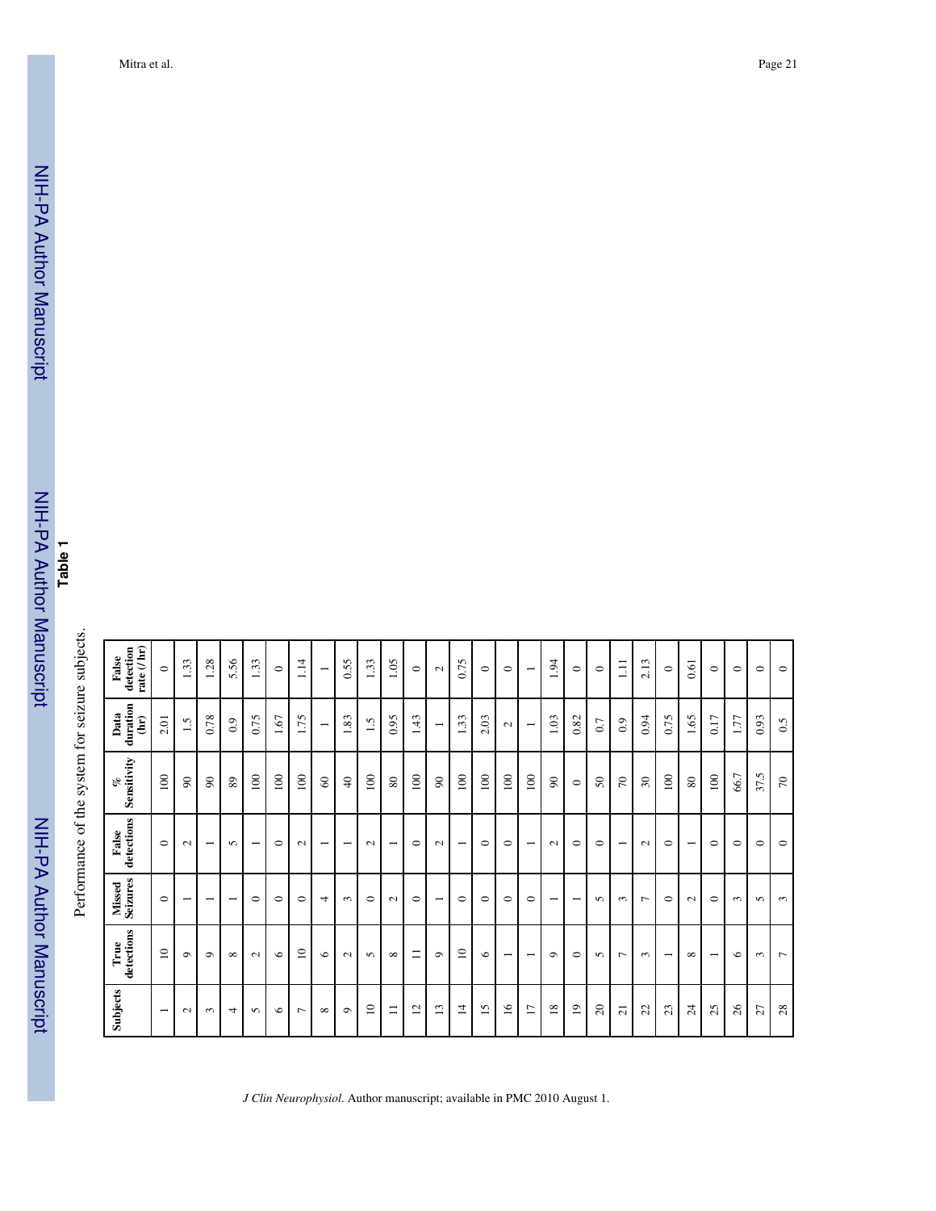**Table 1**

Performance of the system for seizure subjects.

| Subjects | True detections | Missed Seizures | False detections | % Sensitivity | Data duration (hr) | False detection rate (/hr) |
|---|---|---|---|---|---|---|
| 1 | 10 | 0 | 0 | 100 | 2.01 | 0 |
| 2 | 9 | 1 | 2 | 90 | 1.5 | 1.33 |
| 3 | 9 | 1 | 1 | 90 | 0.78 | 1.28 |
| 4 | 8 | 1 | 5 | 89 | 0.9 | 5.56 |
| 5 | 2 | 0 | 1 | 100 | 0.75 | 1.33 |
| 6 | 6 | 0 | 0 | 100 | 1.67 | 0 |
| 7 | 10 | 0 | 2 | 100 | 1.75 | 1.14 |
| 8 | 6 | 4 | 1 | 60 | 1 | 1 |
| 9 | 2 | 3 | 1 | 40 | 1.83 | 0.55 |
| 10 | 5 | 0 | 2 | 100 | 1.5 | 1.33 |
| 11 | 8 | 2 | 1 | 80 | 0.95 | 1.05 |
| 12 | 11 | 0 | 0 | 100 | 1.43 | 0 |
| 13 | 9 | 1 | 2 | 90 | 1 | 2 |
| 14 | 10 | 0 | 1 | 100 | 1.33 | 0.75 |
| 15 | 6 | 0 | 0 | 100 | 2.03 | 0 |
| 16 | 1 | 0 | 0 | 100 | 2 | 0 |
| 17 | 1 | 0 | 1 | 100 | 1 | 1 |
| 18 | 9 | 1 | 2 | 90 | 1.03 | 1.94 |
| 19 | 0 | 1 | 0 | 0 | 0.82 | 0 |
| 20 | 5 | 5 | 0 | 50 | 0.7 | 0 |
| 21 | 7 | 3 | 1 | 70 | 0.9 | 1.11 |
| 22 | 3 | 7 | 2 | 30 | 0.94 | 2.13 |
| 23 | 1 | 0 | 0 | 100 | 0.75 | 0 |
| 24 | 8 | 2 | 1 | 80 | 1.65 | 0.61 |
| 25 | 1 | 0 | 0 | 100 | 0.17 | 0 |
| 26 | 6 | 3 | 0 | 66.7 | 1.77 | 0 |
| 27 | 3 | 5 | 0 | 37.5 | 0.93 | 0 |
| 28 | 7 | 3 | 0 | 70 | 0.5 | 0 |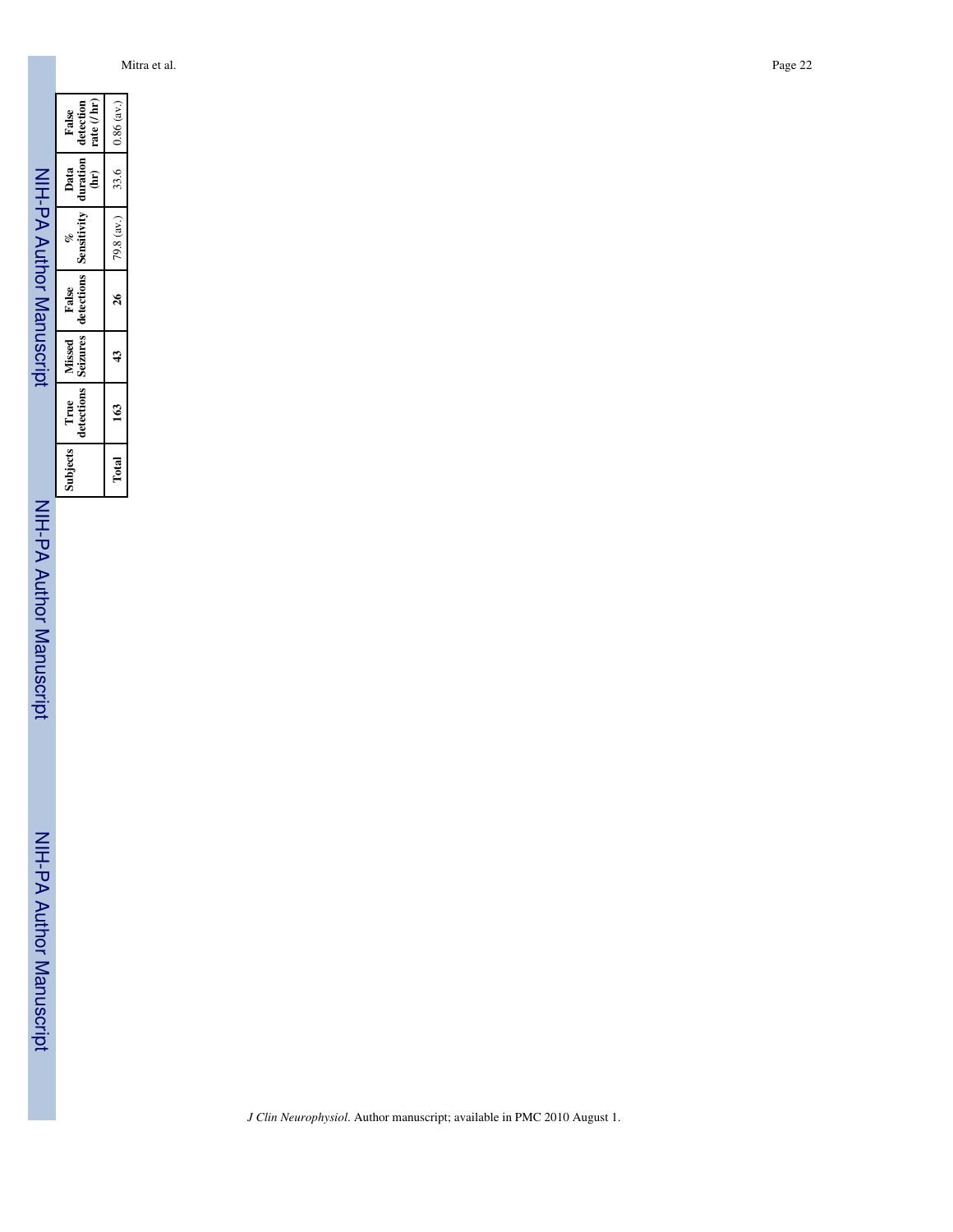| Subjects | True detections | Missed Seizures | False detections | % Sensitivity | Data duration (hr) | False detection rate (/ hr) |
|---|---|---|---|---|---|---|
| **Total** | **163** | **43** | **26** | 79.8 (av.) | 33.6 | 0.86 (av.) |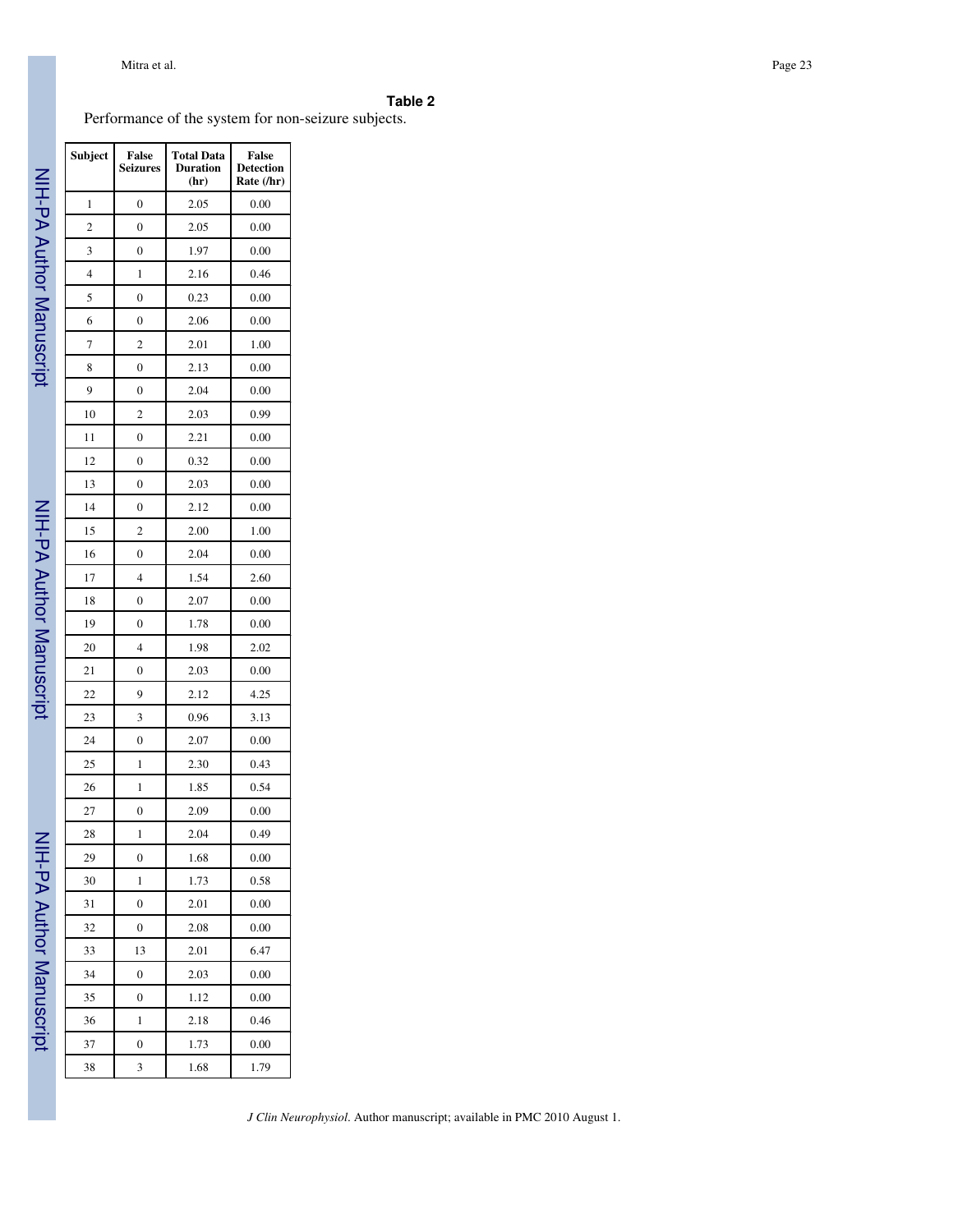**Table 2**

Performance of the system for non-seizure subjects.

| Subject | False Seizures | Total Data Duration (hr) | False Detection Rate (/hr) |
|---|---|---|---|
| 1 | 0 | 2.05 | 0.00 |
| 2 | 0 | 2.05 | 0.00 |
| 3 | 0 | 1.97 | 0.00 |
| 4 | 1 | 2.16 | 0.46 |
| 5 | 0 | 0.23 | 0.00 |
| 6 | 0 | 2.06 | 0.00 |
| 7 | 2 | 2.01 | 1.00 |
| 8 | 0 | 2.13 | 0.00 |
| 9 | 0 | 2.04 | 0.00 |
| 10 | 2 | 2.03 | 0.99 |
| 11 | 0 | 2.21 | 0.00 |
| 12 | 0 | 0.32 | 0.00 |
| 13 | 0 | 2.03 | 0.00 |
| 14 | 0 | 2.12 | 0.00 |
| 15 | 2 | 2.00 | 1.00 |
| 16 | 0 | 2.04 | 0.00 |
| 17 | 4 | 1.54 | 2.60 |
| 18 | 0 | 2.07 | 0.00 |
| 19 | 0 | 1.78 | 0.00 |
| 20 | 4 | 1.98 | 2.02 |
| 21 | 0 | 2.03 | 0.00 |
| 22 | 9 | 2.12 | 4.25 |
| 23 | 3 | 0.96 | 3.13 |
| 24 | 0 | 2.07 | 0.00 |
| 25 | 1 | 2.30 | 0.43 |
| 26 | 1 | 1.85 | 0.54 |
| 27 | 0 | 2.09 | 0.00 |
| 28 | 1 | 2.04 | 0.49 |
| 29 | 0 | 1.68 | 0.00 |
| 30 | 1 | 1.73 | 0.58 |
| 31 | 0 | 2.01 | 0.00 |
| 32 | 0 | 2.08 | 0.00 |
| 33 | 13 | 2.01 | 6.47 |
| 34 | 0 | 2.03 | 0.00 |
| 35 | 0 | 1.12 | 0.00 |
| 36 | 1 | 2.18 | 0.46 |
| 37 | 0 | 1.73 | 0.00 |
| 38 | 3 | 1.68 | 1.79 |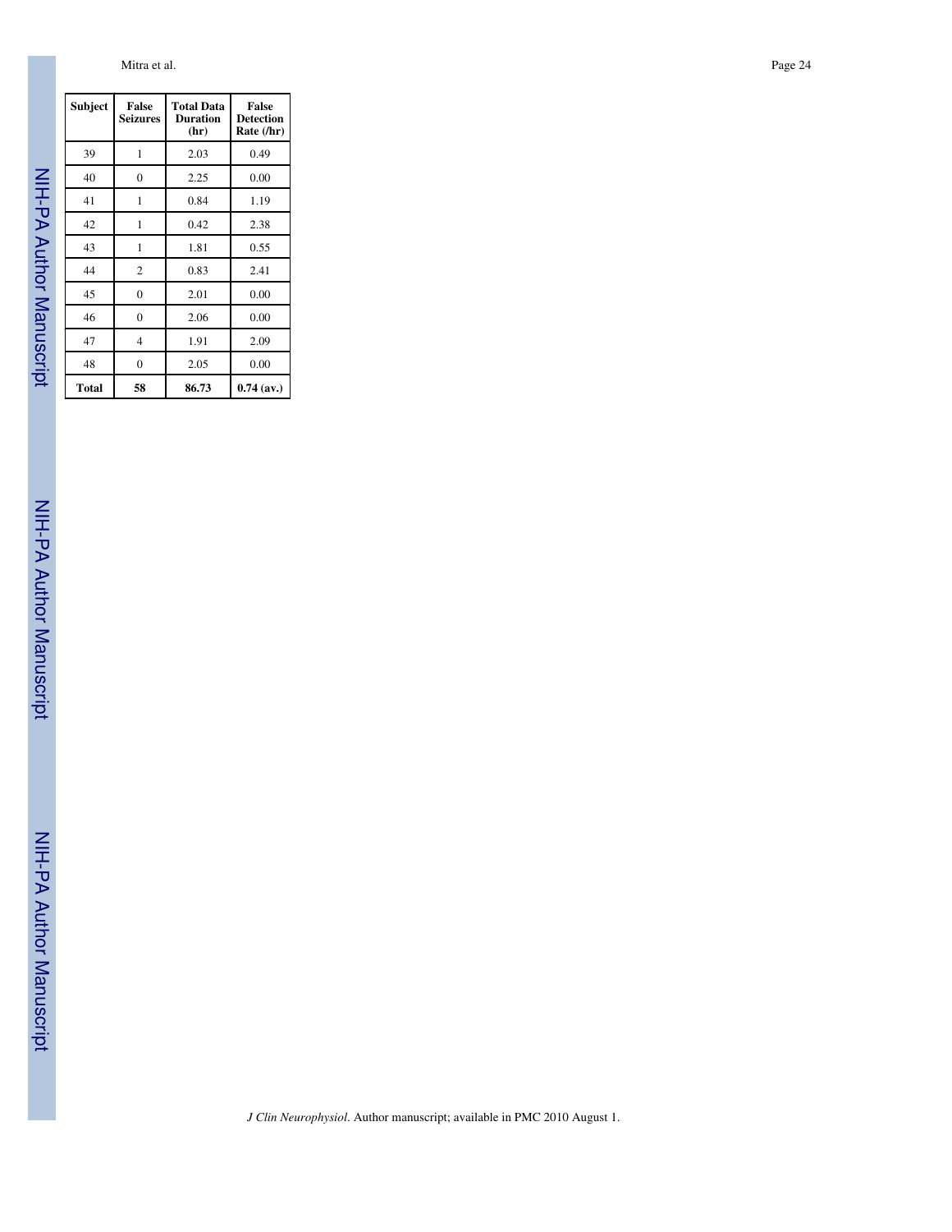| Subject | False Seizures | Total Data Duration (hr) | False Detection Rate (/hr) |
|---|---|---|---|
| 39 | 1 | 2.03 | 0.49 |
| 40 | 0 | 2.25 | 0.00 |
| 41 | 1 | 0.84 | 1.19 |
| 42 | 1 | 0.42 | 2.38 |
| 43 | 1 | 1.81 | 0.55 |
| 44 | 2 | 0.83 | 2.41 |
| 45 | 0 | 2.01 | 0.00 |
| 46 | 0 | 2.06 | 0.00 |
| 47 | 4 | 1.91 | 2.09 |
| 48 | 0 | 2.05 | 0.00 |
| **Total** | **58** | **86.73** | **0.74 (av.)** |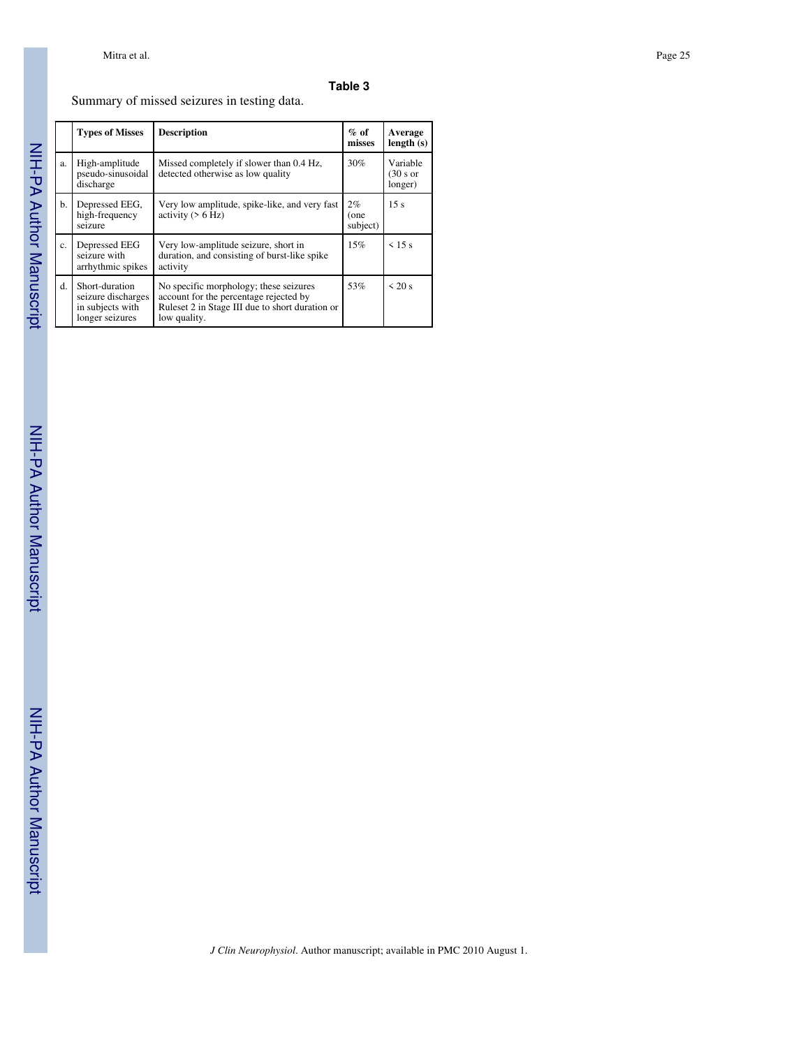**Table 3**

Summary of missed seizures in testing data.

| | Types of Misses | Description | % of misses | Average length (s) |
|---|---|---|---|---|
| a. | High-amplitude pseudo-sinusoidal discharge | Missed completely if slower than 0.4 Hz, detected otherwise as low quality | 30% | Variable (30 s or longer) |
| b. | Depressed EEG, high-frequency seizure | Very low amplitude, spike-like, and very fast activity (> 6 Hz) | 2% (one subject) | 15 s |
| c. | Depressed EEG seizure with arrhythmic spikes | Very low-amplitude seizure, short in duration, and consisting of burst-like spike activity | 15% | < 15 s |
| d. | Short-duration seizure discharges in subjects with longer seizures | No specific morphology; these seizures account for the percentage rejected by Ruleset 2 in Stage III due to short duration or low quality. | 53% | < 20 s |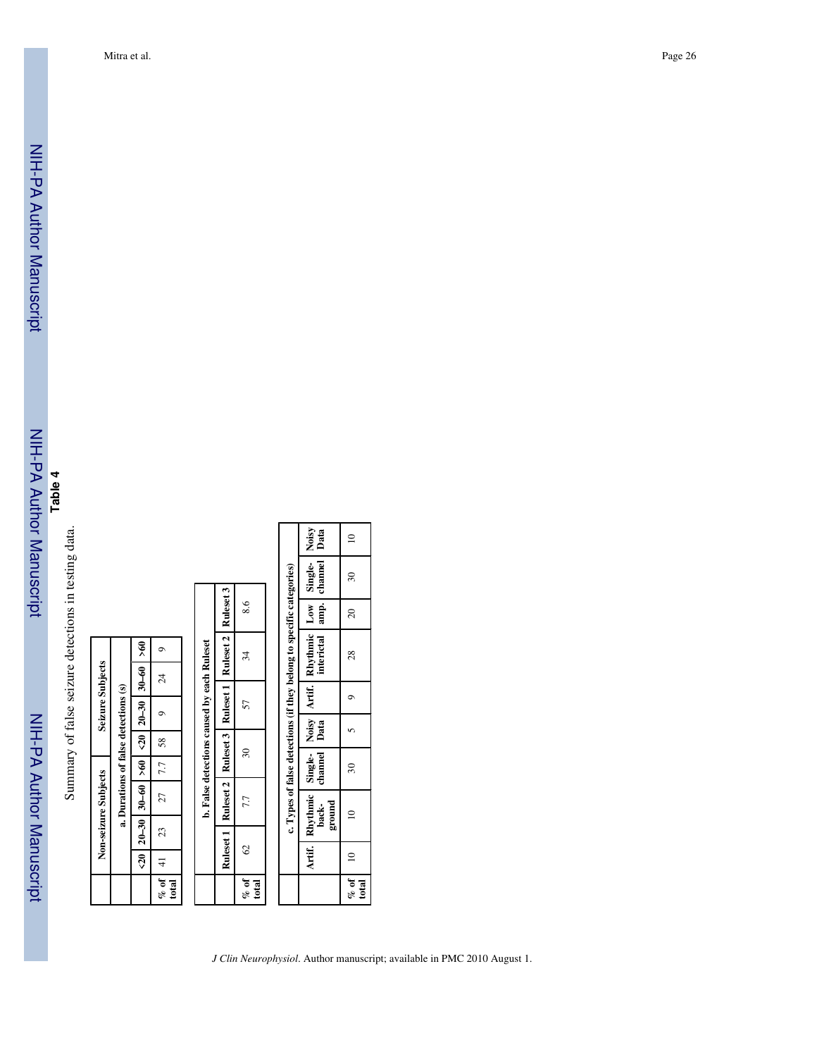## Table 4

Summary of false seizure detections in testing data.

**a. Durations of false detections (s)**

| | Non-seizure Subjects | | | | Seizure Subjects | | | |
|---|---|---|---|---|---|---|---|---|
| | <20 | 20–30 | 30–60 | >60 | <20 | 20–30 | 30–60 | >60 |
| % of total | 41 | 23 | 27 | 7.7 | 58 | 9 | 24 | 9 |

**b. False detections caused by each Ruleset**

| | Non-seizure Subjects | | | Seizure Subjects | | |
|---|---|---|---|---|---|---|
| | Ruleset 1 | Ruleset 2 | Ruleset 3 | Ruleset 1 | Ruleset 2 | Ruleset 3 |
| % of total | 62 | 7.7 | 30 | 57 | 34 | 8.6 |

**c. Types of false detections (if they belong to specific categories)**

| | Non-seizure Subjects | | | | Seizure Subjects | | | | |
|---|---|---|---|---|---|---|---|---|---|
| | Artif. | Rhythmic back-ground | Single-channel | Noisy Data | Artif. | Rhythmic interictal | Low amp. | Single-channel | Noisy Data |
| % of total | 10 | 10 | 30 | 5 | 9 | 28 | 20 | 30 | 10 |